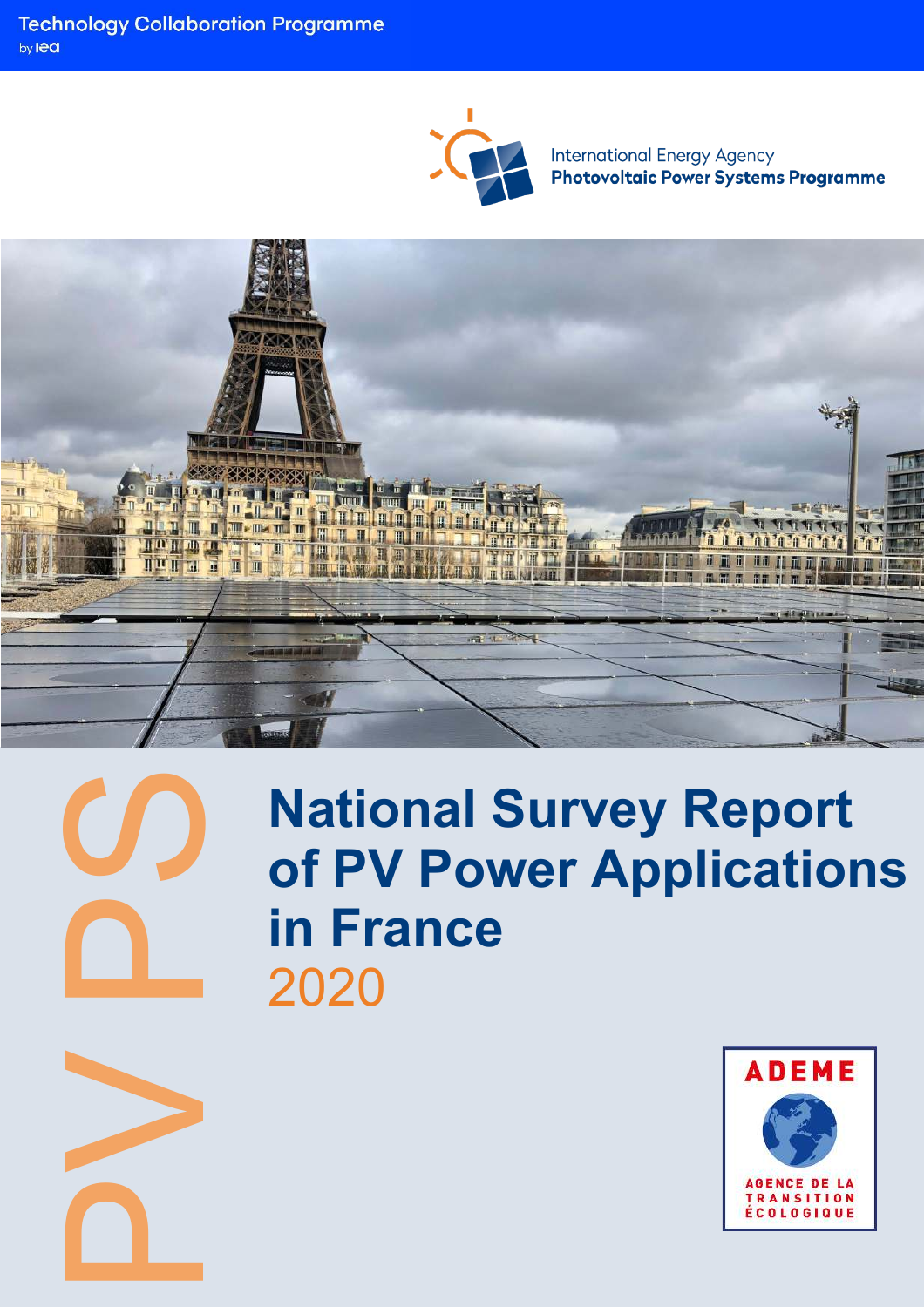Technology Collaboration Programme
by iea

International Energy Agency
**Photovoltaic Power Systems Programme**

PVPS

# National Survey Report of PV Power Applications in France

## 2020

ADEME

AGENCE DE LA TRANSITION ÉCOLOGIQUE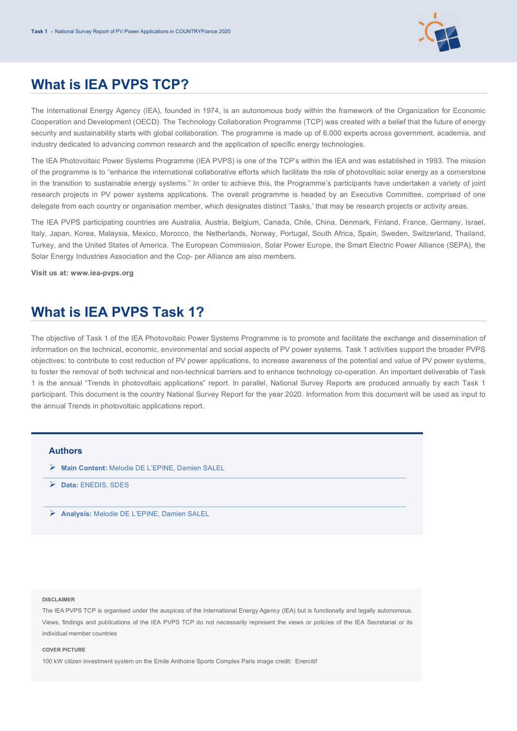## What is IEA PVPS TCP?

The International Energy Agency (IEA), founded in 1974, is an autonomous body within the framework of the Organization for Economic Cooperation and Development (OECD). The Technology Collaboration Programme (TCP) was created with a belief that the future of energy security and sustainability starts with global collaboration. The programme is made up of 6.000 experts across government, academia, and industry dedicated to advancing common research and the application of specific energy technologies.

The IEA Photovoltaic Power Systems Programme (IEA PVPS) is one of the TCP's within the IEA and was established in 1993. The mission of the programme is to "enhance the international collaborative efforts which facilitate the role of photovoltaic solar energy as a cornerstone in the transition to sustainable energy systems." In order to achieve this, the Programme's participants have undertaken a variety of joint research projects in PV power systems applications. The overall programme is headed by an Executive Committee, comprised of one delegate from each country or organisation member, which designates distinct 'Tasks,' that may be research projects or activity areas.

The IEA PVPS participating countries are Australia, Austria, Belgium, Canada, Chile, China, Denmark, Finland, France, Germany, Israel, Italy, Japan, Korea, Malaysia, Mexico, Morocco, the Netherlands, Norway, Portugal, South Africa, Spain, Sweden, Switzerland, Thailand, Turkey, and the United States of America. The European Commission, Solar Power Europe, the Smart Electric Power Alliance (SEPA), the Solar Energy Industries Association and the Cop- per Alliance are also members.

**Visit us at: www.iea-pvps.org**

## What is IEA PVPS Task 1?

The objective of Task 1 of the IEA Photovoltaic Power Systems Programme is to promote and facilitate the exchange and dissemination of information on the technical, economic, environmental and social aspects of PV power systems. Task 1 activities support the broader PVPS objectives: to contribute to cost reduction of PV power applications, to increase awareness of the potential and value of PV power systems, to foster the removal of both technical and non-technical barriers and to enhance technology co-operation. An important deliverable of Task 1 is the annual "Trends in photovoltaic applications" report. In parallel, National Survey Reports are produced annually by each Task 1 participant. This document is the country National Survey Report for the year 2020. Information from this document will be used as input to the annual Trends in photovoltaic applications report.

### Authors

- **Main Content:** Melodie DE L'EPINE, Damien SALEL
- **Data:** ENEDIS, SDES
- **Analysis:** Melodie DE L'EPINE, Damien SALEL

**DISCLAIMER**

The IEA PVPS TCP is organised under the auspices of the International Energy Agency (IEA) but is functionally and legally autonomous. Views, findings and publications of the IEA PVPS TCP do not necessarily represent the views or policies of the IEA Secretariat or its individual member countries

**COVER PICTURE**

100 kW citizen investment system on the Emile Anthoine Sports Complex Paris image credit: Enercitif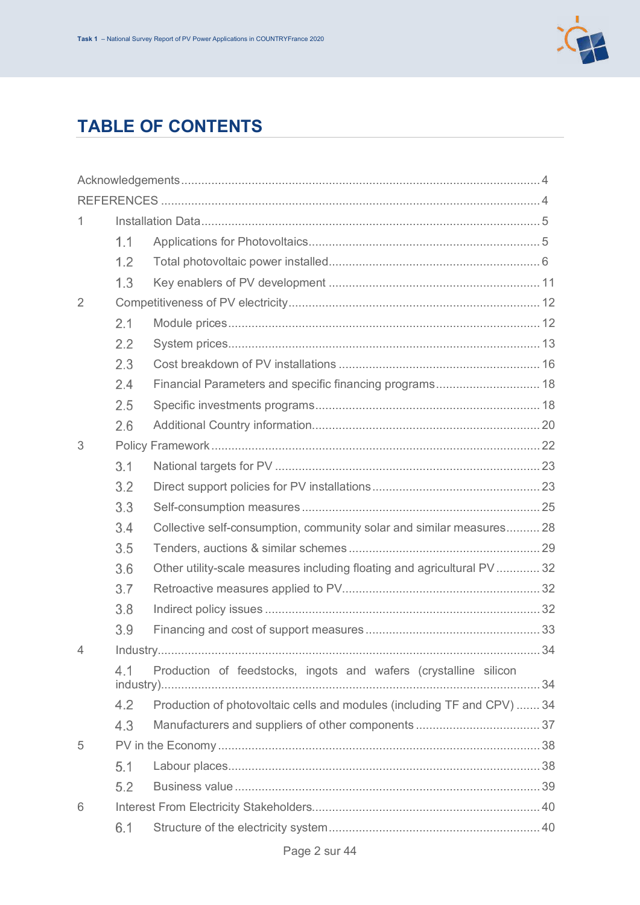# TABLE OF CONTENTS

Acknowledgements ..... 4

REFERENCES ..... 4

1 Installation Data ..... 5

- 1.1 Applications for Photovoltaics ..... 5
- 1.2 Total photovoltaic power installed ..... 6
- 1.3 Key enablers of PV development ..... 11

2 Competitiveness of PV electricity ..... 12

- 2.1 Module prices ..... 12
- 2.2 System prices ..... 13
- 2.3 Cost breakdown of PV installations ..... 16
- 2.4 Financial Parameters and specific financing programs ..... 18
- 2.5 Specific investments programs ..... 18
- 2.6 Additional Country information ..... 20

3 Policy Framework ..... 22

- 3.1 National targets for PV ..... 23
- 3.2 Direct support policies for PV installations ..... 23
- 3.3 Self-consumption measures ..... 25
- 3.4 Collective self-consumption, community solar and similar measures ..... 28
- 3.5 Tenders, auctions & similar schemes ..... 29
- 3.6 Other utility-scale measures including floating and agricultural PV ..... 32
- 3.7 Retroactive measures applied to PV ..... 32
- 3.8 Indirect policy issues ..... 32
- 3.9 Financing and cost of support measures ..... 33

4 Industry ..... 34

- 4.1 Production of feedstocks, ingots and wafers (crystalline silicon industry) ..... 34
- 4.2 Production of photovoltaic cells and modules (including TF and CPV) ..... 34
- 4.3 Manufacturers and suppliers of other components ..... 37

5 PV in the Economy ..... 38

- 5.1 Labour places ..... 38
- 5.2 Business value ..... 39

6 Interest From Electricity Stakeholders ..... 40

- 6.1 Structure of the electricity system ..... 40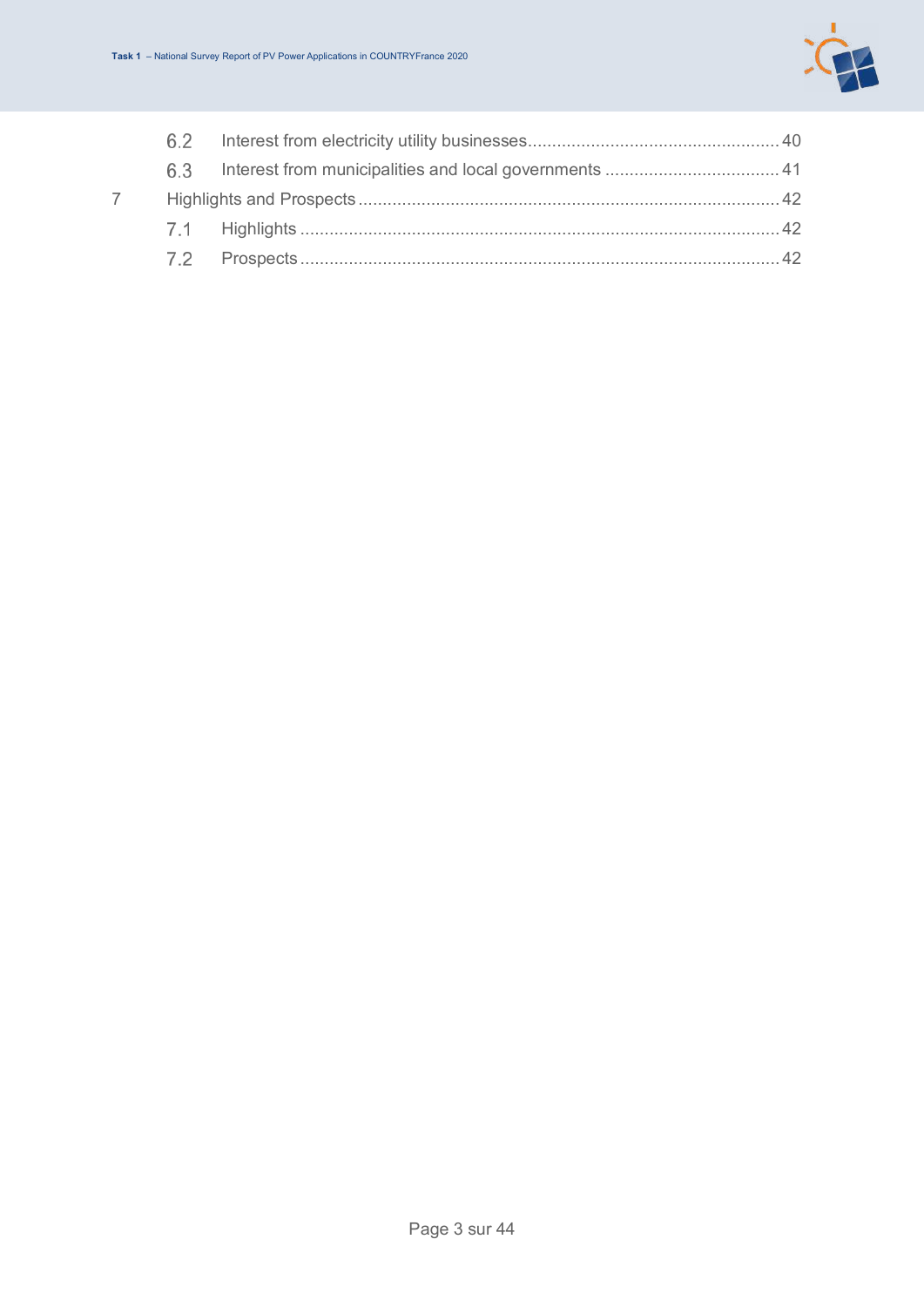6.2 Interest from electricity utility businesses .................................................... 40

6.3 Interest from municipalities and local governments .................................... 41

7 Highlights and Prospects ...................................................................................... 42

7.1 Highlights ................................................................................................. 42

7.2 Prospects ................................................................................................. 42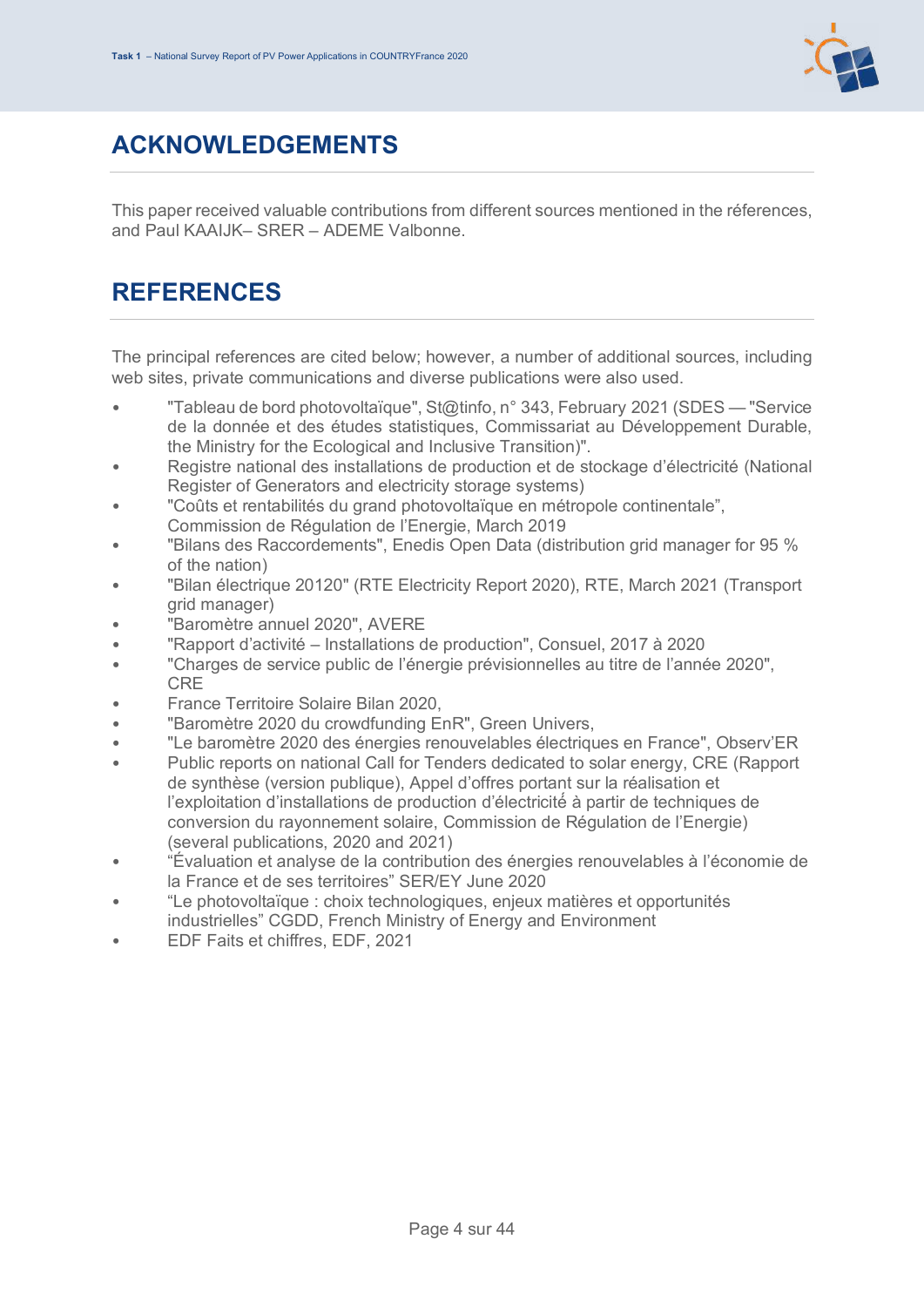# ACKNOWLEDGEMENTS

This paper received valuable contributions from different sources mentioned in the réferences, and Paul KAAIJK– SRER – ADEME Valbonne.

# REFERENCES

The principal references are cited below; however, a number of additional sources, including web sites, private communications and diverse publications were also used.

- "Tableau de bord photovoltaïque", St@tinfo, n° 343, February 2021 (SDES — "Service de la donnée et des études statistiques, Commissariat au Développement Durable, the Ministry for the Ecological and Inclusive Transition)".
- Registre national des installations de production et de stockage d'électricité (National Register of Generators and electricity storage systems)
- "Coûts et rentabilités du grand photovoltaïque en métropole continentale", Commission de Régulation de l'Energie, March 2019
- "Bilans des Raccordements", Enedis Open Data (distribution grid manager for 95 % of the nation)
- "Bilan électrique 20120" (RTE Electricity Report 2020), RTE, March 2021 (Transport grid manager)
- "Baromètre annuel 2020", AVERE
- "Rapport d'activité – Installations de production", Consuel, 2017 à 2020
- "Charges de service public de l'énergie prévisionnelles au titre de l'année 2020", CRE
- France Territoire Solaire Bilan 2020,
- "Baromètre 2020 du crowdfunding EnR", Green Univers,
- "Le baromètre 2020 des énergies renouvelables électriques en France", Observ'ER
- Public reports on national Call for Tenders dedicated to solar energy, CRE (Rapport de synthèse (version publique), Appel d'offres portant sur la réalisation et l'exploitation d'installations de production d'électricité à partir de techniques de conversion du rayonnement solaire, Commission de Régulation de l'Energie) (several publications, 2020 and 2021)
- "Évaluation et analyse de la contribution des énergies renouvelables à l'économie de la France et de ses territoires" SER/EY June 2020
- "Le photovoltaïque : choix technologiques, enjeux matières et opportunités industrielles" CGDD, French Ministry of Energy and Environment
- EDF Faits et chiffres, EDF, 2021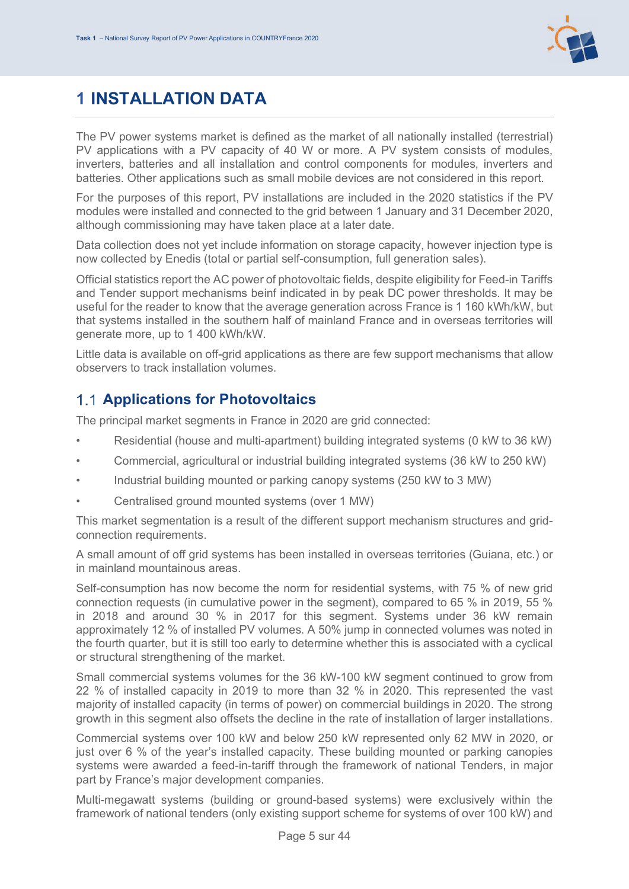# 1 INSTALLATION DATA

The PV power systems market is defined as the market of all nationally installed (terrestrial) PV applications with a PV capacity of 40 W or more. A PV system consists of modules, inverters, batteries and all installation and control components for modules, inverters and batteries. Other applications such as small mobile devices are not considered in this report.

For the purposes of this report, PV installations are included in the 2020 statistics if the PV modules were installed and connected to the grid between 1 January and 31 December 2020, although commissioning may have taken place at a later date.

Data collection does not yet include information on storage capacity, however injection type is now collected by Enedis (total or partial self-consumption, full generation sales).

Official statistics report the AC power of photovoltaic fields, despite eligibility for Feed-in Tariffs and Tender support mechanisms beinf indicated in by peak DC power thresholds. It may be useful for the reader to know that the average generation across France is 1 160 kWh/kW, but that systems installed in the southern half of mainland France and in overseas territories will generate more, up to 1 400 kWh/kW.

Little data is available on off-grid applications as there are few support mechanisms that allow observers to track installation volumes.

## 1.1 Applications for Photovoltaics

The principal market segments in France in 2020 are grid connected:

- Residential (house and multi-apartment) building integrated systems (0 kW to 36 kW)
- Commercial, agricultural or industrial building integrated systems (36 kW to 250 kW)
- Industrial building mounted or parking canopy systems (250 kW to 3 MW)
- Centralised ground mounted systems (over 1 MW)

This market segmentation is a result of the different support mechanism structures and grid-connection requirements.

A small amount of off grid systems has been installed in overseas territories (Guiana, etc.) or in mainland mountainous areas.

Self-consumption has now become the norm for residential systems, with 75 % of new grid connection requests (in cumulative power in the segment), compared to 65 % in 2019, 55 % in 2018 and around 30 % in 2017 for this segment. Systems under 36 kW remain approximately 12 % of installed PV volumes. A 50% jump in connected volumes was noted in the fourth quarter, but it is still too early to determine whether this is associated with a cyclical or structural strengthening of the market.

Small commercial systems volumes for the 36 kW-100 kW segment continued to grow from 22 % of installed capacity in 2019 to more than 32 % in 2020. This represented the vast majority of installed capacity (in terms of power) on commercial buildings in 2020. The strong growth in this segment also offsets the decline in the rate of installation of larger installations.

Commercial systems over 100 kW and below 250 kW represented only 62 MW in 2020, or just over 6 % of the year's installed capacity. These building mounted or parking canopies systems were awarded a feed-in-tariff through the framework of national Tenders, in major part by France's major development companies.

Multi-megawatt systems (building or ground-based systems) were exclusively within the framework of national tenders (only existing support scheme for systems of over 100 kW) and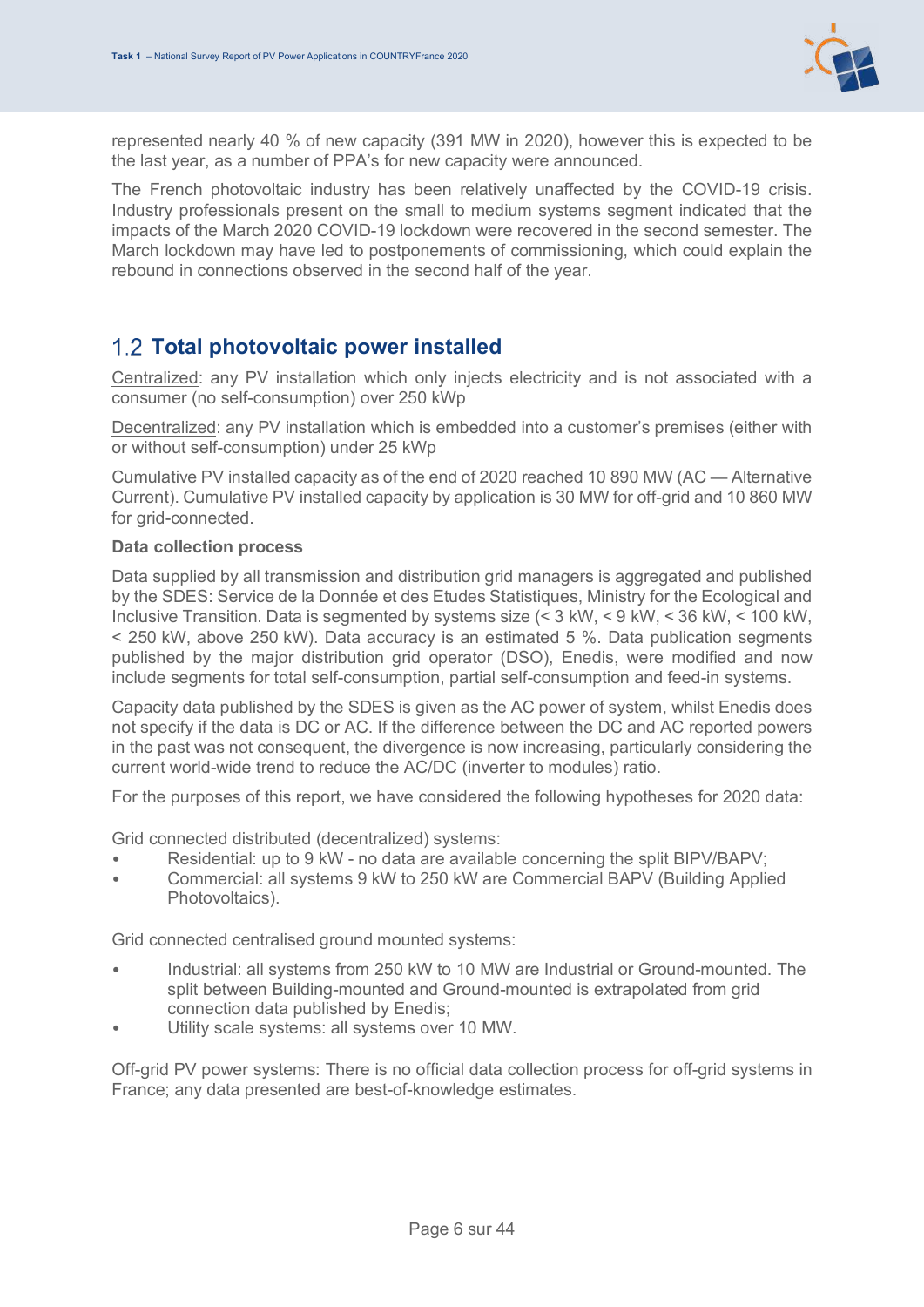represented nearly 40 % of new capacity (391 MW in 2020), however this is expected to be the last year, as a number of PPA's for new capacity were announced.

The French photovoltaic industry has been relatively unaffected by the COVID-19 crisis. Industry professionals present on the small to medium systems segment indicated that the impacts of the March 2020 COVID-19 lockdown were recovered in the second semester. The March lockdown may have led to postponements of commissioning, which could explain the rebound in connections observed in the second half of the year.

## 1.2 Total photovoltaic power installed

Centralized: any PV installation which only injects electricity and is not associated with a consumer (no self-consumption) over 250 kWp

Decentralized: any PV installation which is embedded into a customer's premises (either with or without self-consumption) under 25 kWp

Cumulative PV installed capacity as of the end of 2020 reached 10 890 MW (AC — Alternative Current). Cumulative PV installed capacity by application is 30 MW for off-grid and 10 860 MW for grid-connected.

**Data collection process**

Data supplied by all transmission and distribution grid managers is aggregated and published by the SDES: Service de la Donnée et des Etudes Statistiques, Ministry for the Ecological and Inclusive Transition. Data is segmented by systems size (< 3 kW, < 9 kW, < 36 kW, < 100 kW, < 250 kW, above 250 kW). Data accuracy is an estimated 5 %. Data publication segments published by the major distribution grid operator (DSO), Enedis, were modified and now include segments for total self-consumption, partial self-consumption and feed-in systems.

Capacity data published by the SDES is given as the AC power of system, whilst Enedis does not specify if the data is DC or AC. If the difference between the DC and AC reported powers in the past was not consequent, the divergence is now increasing, particularly considering the current world-wide trend to reduce the AC/DC (inverter to modules) ratio.

For the purposes of this report, we have considered the following hypotheses for 2020 data:

Grid connected distributed (decentralized) systems:

- Residential: up to 9 kW - no data are available concerning the split BIPV/BAPV;
- Commercial: all systems 9 kW to 250 kW are Commercial BAPV (Building Applied Photovoltaics).

Grid connected centralised ground mounted systems:

- Industrial: all systems from 250 kW to 10 MW are Industrial or Ground-mounted. The split between Building-mounted and Ground-mounted is extrapolated from grid connection data published by Enedis;
- Utility scale systems: all systems over 10 MW.

Off-grid PV power systems: There is no official data collection process for off-grid systems in France; any data presented are best-of-knowledge estimates.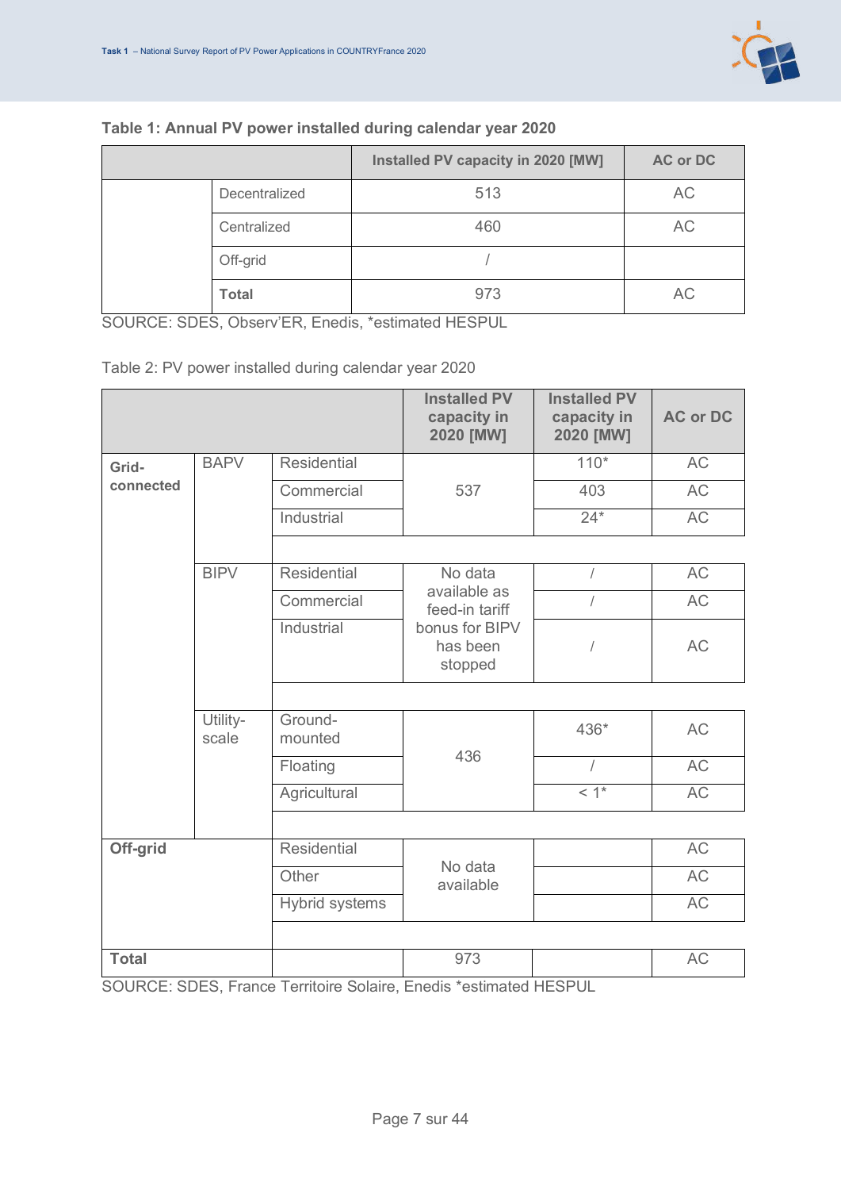**Table 1: Annual PV power installed during calendar year 2020**

| | | Installed PV capacity in 2020 [MW] | AC or DC |
|---|---|---|---|
| | Decentralized | 513 | AC |
| | Centralized | 460 | AC |
| | Off-grid | / | |
| | **Total** | 973 | AC |

SOURCE: SDES, Observ'ER, Enedis, *estimated HESPUL

Table 2: PV power installed during calendar year 2020

| | | | Installed PV capacity in 2020 [MW] | Installed PV capacity in 2020 [MW] | AC or DC |
|---|---|---|---|---|---|
| **Grid-connected** | BAPV | Residential | 537 | 110* | AC |
| | | Commercial | | 403 | AC |
| | | Industrial | | 24* | AC |
| | BIPV | Residential | No data available as feed-in tariff bonus for BIPV has been stopped | / | AC |
| | | Commercial | | / | AC |
| | | Industrial | | / | AC |
| | Utility-scale | Ground-mounted | 436 | 436* | AC |
| | | Floating | | / | AC |
| | | Agricultural | | < 1* | AC |
| **Off-grid** | | Residential | No data available | | AC |
| | | Other | | | AC |
| | | Hybrid systems | | | AC |
| **Total** | | | 973 | | AC |

SOURCE: SDES, France Territoire Solaire, Enedis *estimated HESPUL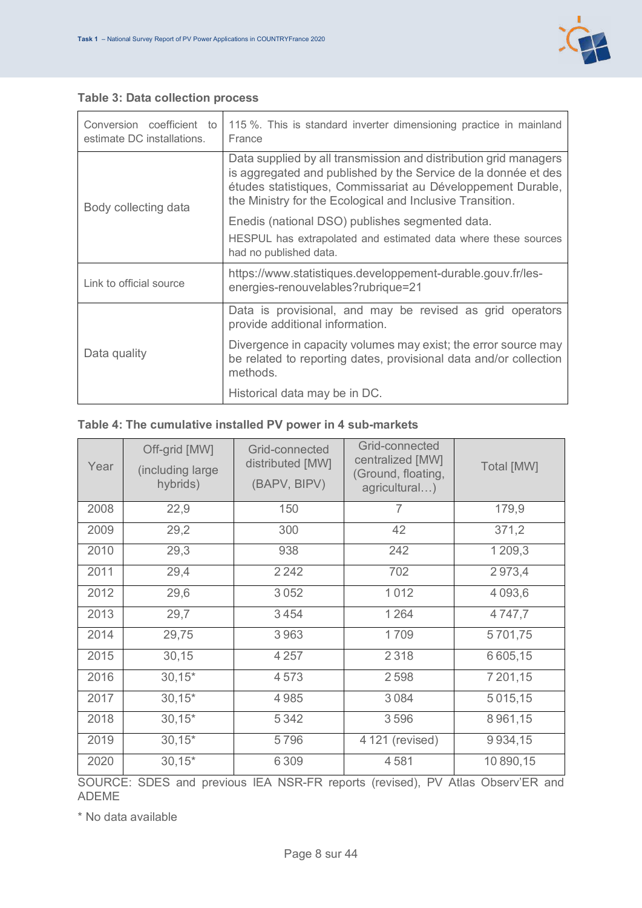**Table 3: Data collection process**

| | |
|---|---|
| Conversion coefficient to estimate DC installations. | 115 %. This is standard inverter dimensioning practice in mainland France |
| Body collecting data | Data supplied by all transmission and distribution grid managers is aggregated and published by the Service de la donnée et des études statistiques, Commissariat au Développement Durable, the Ministry for the Ecological and Inclusive Transition.<br><br>Enedis (national DSO) publishes segmented data.<br><br>HESPUL has extrapolated and estimated data where these sources had no published data. |
| Link to official source | https://www.statistiques.developpement-durable.gouv.fr/les-energies-renouvelables?rubrique=21 |
| Data quality | Data is provisional, and may be revised as grid operators provide additional information.<br><br>Divergence in capacity volumes may exist; the error source may be related to reporting dates, provisional data and/or collection methods.<br><br>Historical data may be in DC. |

**Table 4: The cumulative installed PV power in 4 sub-markets**

| Year | Off-grid [MW] (including large hybrids) | Grid-connected distributed [MW] (BAPV, BIPV) | Grid-connected centralized [MW] (Ground, floating, agricultural…) | Total [MW] |
|---|---|---|---|---|
| 2008 | 22,9 | 150 | 7 | 179,9 |
| 2009 | 29,2 | 300 | 42 | 371,2 |
| 2010 | 29,3 | 938 | 242 | 1 209,3 |
| 2011 | 29,4 | 2 242 | 702 | 2 973,4 |
| 2012 | 29,6 | 3 052 | 1 012 | 4 093,6 |
| 2013 | 29,7 | 3 454 | 1 264 | 4 747,7 |
| 2014 | 29,75 | 3 963 | 1 709 | 5 701,75 |
| 2015 | 30,15 | 4 257 | 2 318 | 6 605,15 |
| 2016 | 30,15* | 4 573 | 2 598 | 7 201,15 |
| 2017 | 30,15* | 4 985 | 3 084 | 5 015,15 |
| 2018 | 30,15* | 5 342 | 3 596 | 8 961,15 |
| 2019 | 30,15* | 5 796 | 4 121 (revised) | 9 934,15 |
| 2020 | 30,15* | 6 309 | 4 581 | 10 890,15 |

SOURCE: SDES and previous IEA NSR-FR reports (revised), PV Atlas Observ'ER and ADEME

\* No data available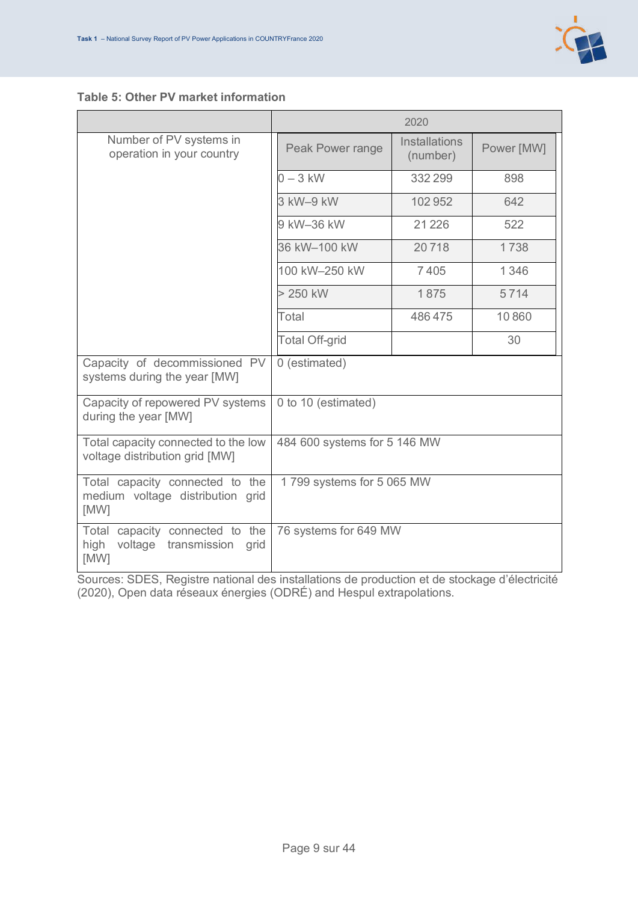**Table 5: Other PV market information**

| | 2020 | | |
|---|---|---|---|
| Number of PV systems in operation in your country | **Peak Power range** | **Installations (number)** | **Power [MW]** |
| | 0 – 3 kW | 332 299 | 898 |
| | 3 kW–9 kW | 102 952 | 642 |
| | 9 kW–36 kW | 21 226 | 522 |
| | 36 kW–100 kW | 20 718 | 1 738 |
| | 100 kW–250 kW | 7 405 | 1 346 |
| | > 250 kW | 1 875 | 5 714 |
| | Total | 486 475 | 10 860 |
| | Total Off-grid | | 30 |
| Capacity of decommissioned PV systems during the year [MW] | 0 (estimated) | | |
| Capacity of repowered PV systems during the year [MW] | 0 to 10 (estimated) | | |
| Total capacity connected to the low voltage distribution grid [MW] | 484 600 systems for 5 146 MW | | |
| Total capacity connected to the medium voltage distribution grid [MW] | 1 799 systems for 5 065 MW | | |
| Total capacity connected to the high voltage transmission grid [MW] | 76 systems for 649 MW | | |

Sources: SDES, Registre national des installations de production et de stockage d'électricité (2020), Open data réseaux énergies (ODRÉ) and Hespul extrapolations.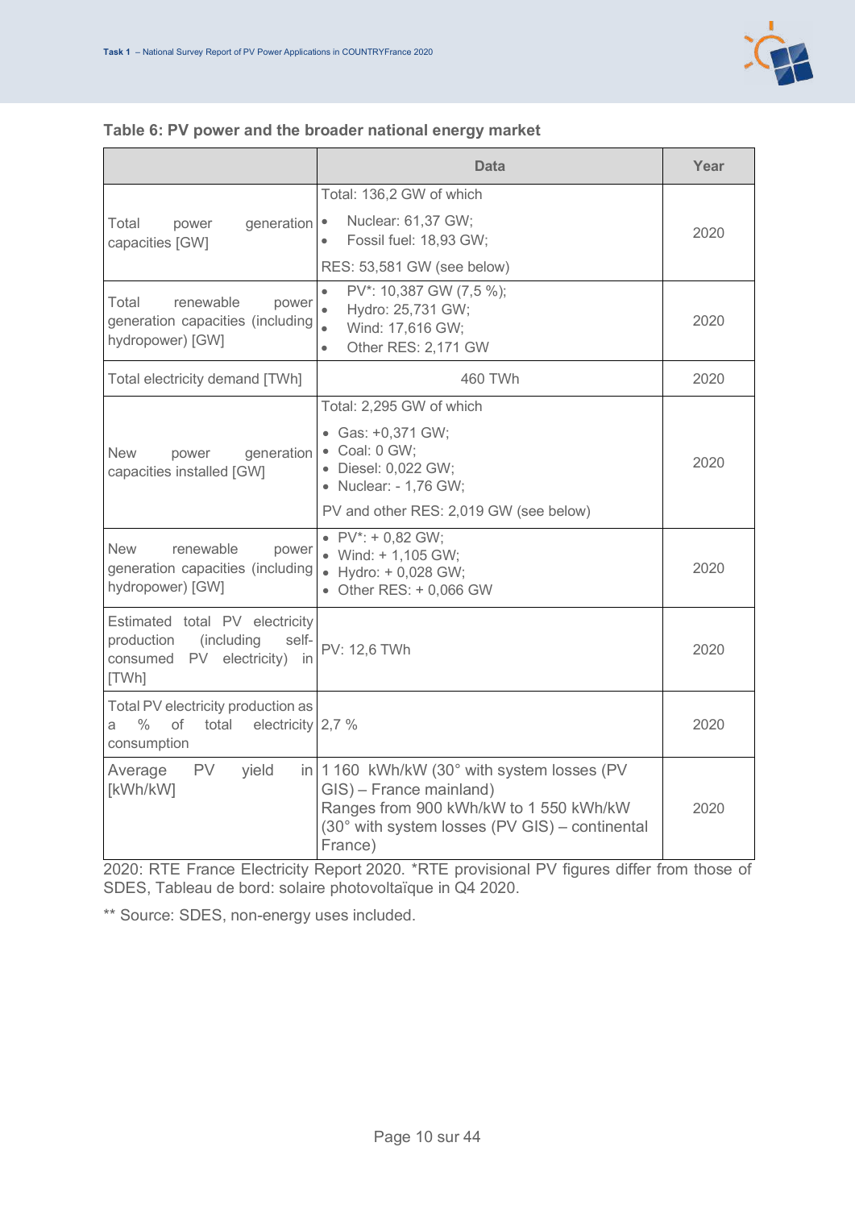**Table 6: PV power and the broader national energy market**

| | Data | Year |
|---|---|---|
| Total power generation capacities [GW] | Total: 136,2 GW of which<br>• Nuclear: 61,37 GW;<br>• Fossil fuel: 18,93 GW;<br>RES: 53,581 GW (see below) | 2020 |
| Total renewable power generation capacities (including hydropower) [GW] | • PV*: 10,387 GW (7,5 %);<br>• Hydro: 25,731 GW;<br>• Wind: 17,616 GW;<br>• Other RES: 2,171 GW | 2020 |
| Total electricity demand [TWh] | 460 TWh | 2020 |
| New power generation capacities installed [GW] | Total: 2,295 GW of which<br>• Gas: +0,371 GW;<br>• Coal: 0 GW;<br>• Diesel: 0,022 GW;<br>• Nuclear: - 1,76 GW;<br>PV and other RES: 2,019 GW (see below) | 2020 |
| New renewable power generation capacities (including hydropower) [GW] | • PV*: + 0,82 GW;<br>• Wind: + 1,105 GW;<br>• Hydro: + 0,028 GW;<br>• Other RES: + 0,066 GW | 2020 |
| Estimated total PV electricity production (including self-consumed PV electricity) in [TWh] | PV: 12,6 TWh | 2020 |
| Total PV electricity production as a % of total electricity consumption | 2,7 % | 2020 |
| Average PV yield in [kWh/kW] | 1 160 kWh/kW (30° with system losses (PV GIS) – France mainland)<br>Ranges from 900 kWh/kW to 1 550 kWh/kW (30° with system losses (PV GIS) – continental France) | 2020 |

2020: RTE France Electricity Report 2020. *RTE provisional PV figures differ from those of SDES, Tableau de bord: solaire photovoltaïque in Q4 2020.

** Source: SDES, non-energy uses included.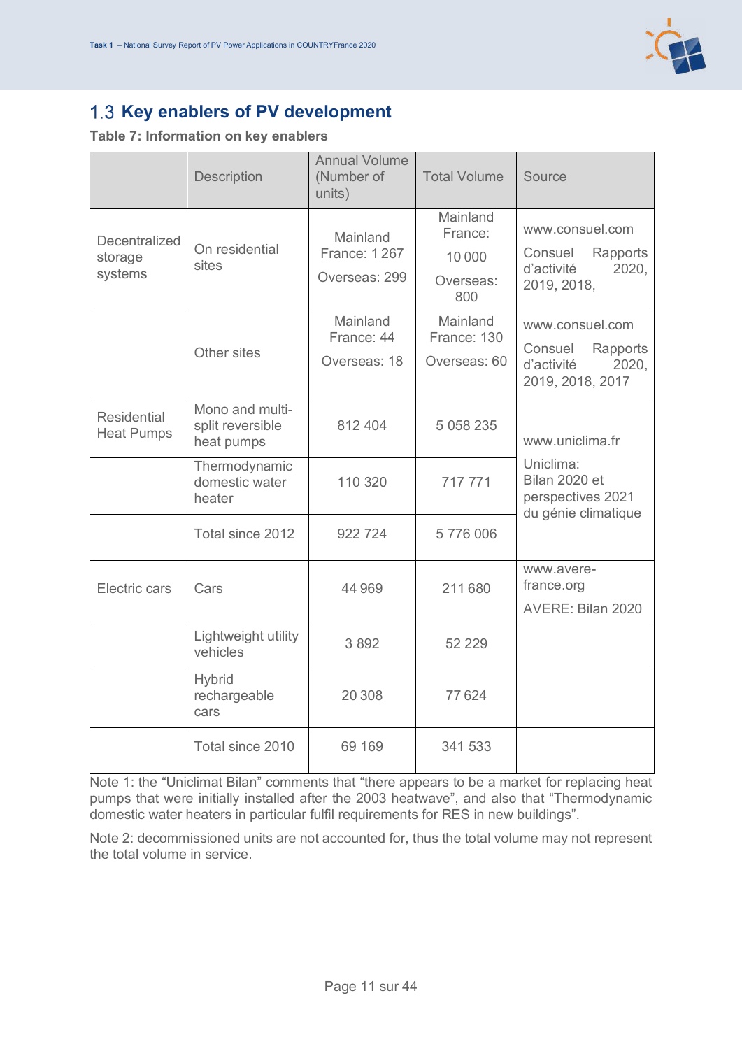## 1.3 Key enablers of PV development

**Table 7: Information on key enablers**

| | Description | Annual Volume (Number of units) | Total Volume | Source |
|---|---|---|---|---|
| Decentralized storage systems | On residential sites | Mainland France: 1 267<br>Overseas: 299 | Mainland France: 10 000<br>Overseas: 800 | www.consuel.com<br>Consuel Rapports d'activité 2020, 2019, 2018, |
| | Other sites | Mainland France: 44<br>Overseas: 18 | Mainland France: 130<br>Overseas: 60 | www.consuel.com<br>Consuel Rapports d'activité 2020, 2019, 2018, 2017 |
| Residential Heat Pumps | Mono and multi-split reversible heat pumps | 812 404 | 5 058 235 | www.uniclima.fr<br>Uniclima: Bilan 2020 et perspectives 2021 du génie climatique |
| | Thermodynamic domestic water heater | 110 320 | 717 771 | |
| | Total since 2012 | 922 724 | 5 776 006 | |
| Electric cars | Cars | 44 969 | 211 680 | www.avere-france.org<br>AVERE: Bilan 2020 |
| | Lightweight utility vehicles | 3 892 | 52 229 | |
| | Hybrid rechargeable cars | 20 308 | 77 624 | |
| | Total since 2010 | 69 169 | 341 533 | |

Note 1: the "Uniclimat Bilan" comments that "there appears to be a market for replacing heat pumps that were initially installed after the 2003 heatwave", and also that "Thermodynamic domestic water heaters in particular fulfil requirements for RES in new buildings".

Note 2: decommissioned units are not accounted for, thus the total volume may not represent the total volume in service.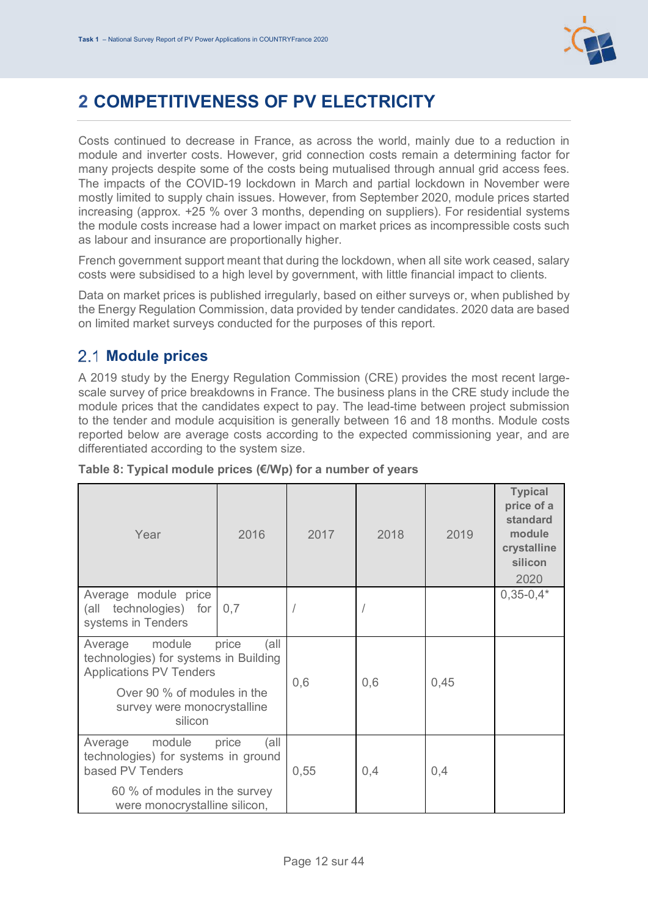# 2 COMPETITIVENESS OF PV ELECTRICITY

Costs continued to decrease in France, as across the world, mainly due to a reduction in module and inverter costs. However, grid connection costs remain a determining factor for many projects despite some of the costs being mutualised through annual grid access fees. The impacts of the COVID-19 lockdown in March and partial lockdown in November were mostly limited to supply chain issues. However, from September 2020, module prices started increasing (approx. +25 % over 3 months, depending on suppliers). For residential systems the module costs increase had a lower impact on market prices as incompressible costs such as labour and insurance are proportionally higher.

French government support meant that during the lockdown, when all site work ceased, salary costs were subsidised to a high level by government, with little financial impact to clients.

Data on market prices is published irregularly, based on either surveys or, when published by the Energy Regulation Commission, data provided by tender candidates. 2020 data are based on limited market surveys conducted for the purposes of this report.

## 2.1 Module prices

A 2019 study by the Energy Regulation Commission (CRE) provides the most recent large-scale survey of price breakdowns in France. The business plans in the CRE study include the module prices that the candidates expect to pay. The lead-time between project submission to the tender and module acquisition is generally between 16 and 18 months. Module costs reported below are average costs according to the expected commissioning year, and are differentiated according to the system size.

**Table 8: Typical module prices (€/Wp) for a number of years**

| Year | 2016 | 2017 | 2018 | 2019 | **Typical price of a standard module crystalline silicon** 2020 |
|---|---|---|---|---|---|
| Average module price (all technologies) for systems in Tenders | 0,7 | / | / | | 0,35-0,4* |
| Average module price (all technologies) for systems in Building Applications PV Tenders<br>Over 90 % of modules in the survey were monocrystalline silicon | | 0,6 | 0,6 | 0,45 | |
| Average module price (all technologies) for systems in ground based PV Tenders<br>60 % of modules in the survey were monocrystalline silicon, | | 0,55 | 0,4 | 0,4 | |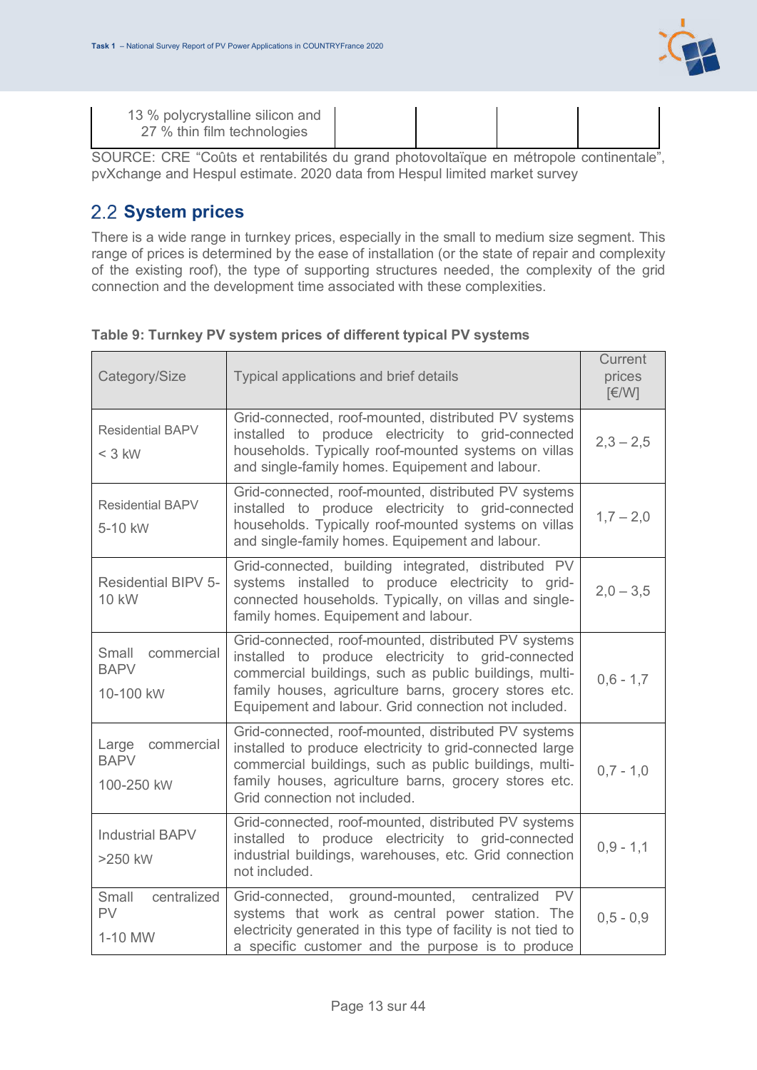| 13 % polycrystalline silicon and 27 % thin film technologies | | | | |
|---|---|---|---|---|

SOURCE: CRE “Coûts et rentabilités du grand photovoltaïque en métropole continentale”, pvXchange and Hespul estimate. 2020 data from Hespul limited market survey

## 2.2 System prices

There is a wide range in turnkey prices, especially in the small to medium size segment. This range of prices is determined by the ease of installation (or the state of repair and complexity of the existing roof), the type of supporting structures needed, the complexity of the grid connection and the development time associated with these complexities.

**Table 9: Turnkey PV system prices of different typical PV systems**

| Category/Size | Typical applications and brief details | Current prices [€/W] |
|---|---|---|
| Residential BAPV < 3 kW | Grid-connected, roof-mounted, distributed PV systems installed to produce electricity to grid-connected households. Typically roof-mounted systems on villas and single-family homes. Equipement and labour. | 2,3 – 2,5 |
| Residential BAPV 5-10 kW | Grid-connected, roof-mounted, distributed PV systems installed to produce electricity to grid-connected households. Typically roof-mounted systems on villas and single-family homes. Equipement and labour. | 1,7 – 2,0 |
| Residential BIPV 5-10 kW | Grid-connected, building integrated, distributed PV systems installed to produce electricity to grid-connected households. Typically, on villas and single-family homes. Equipement and labour. | 2,0 – 3,5 |
| Small commercial BAPV 10-100 kW | Grid-connected, roof-mounted, distributed PV systems installed to produce electricity to grid-connected commercial buildings, such as public buildings, multi-family houses, agriculture barns, grocery stores etc. Equipement and labour. Grid connection not included. | 0,6 - 1,7 |
| Large commercial BAPV 100-250 kW | Grid-connected, roof-mounted, distributed PV systems installed to produce electricity to grid-connected large commercial buildings, such as public buildings, multi-family houses, agriculture barns, grocery stores etc. Grid connection not included. | 0,7 - 1,0 |
| Industrial BAPV >250 kW | Grid-connected, roof-mounted, distributed PV systems installed to produce electricity to grid-connected industrial buildings, warehouses, etc. Grid connection not included. | 0,9 - 1,1 |
| Small centralized PV 1-10 MW | Grid-connected, ground-mounted, centralized PV systems that work as central power station. The electricity generated in this type of facility is not tied to a specific customer and the purpose is to produce | 0,5 - 0,9 |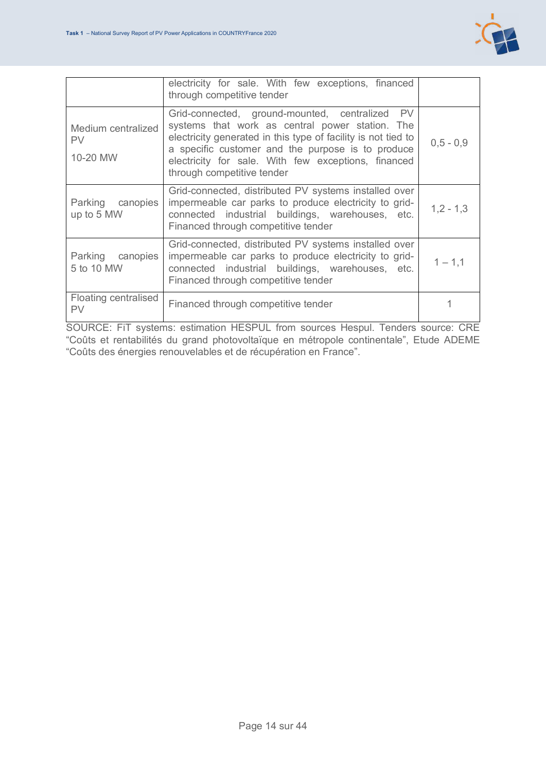| | | |
|---|---|---|
| | electricity for sale. With few exceptions, financed through competitive tender | |
| Medium centralized PV<br>10-20 MW | Grid-connected, ground-mounted, centralized PV systems that work as central power station. The electricity generated in this type of facility is not tied to a specific customer and the purpose is to produce electricity for sale. With few exceptions, financed through competitive tender | 0,5 - 0,9 |
| Parking canopies up to 5 MW | Grid-connected, distributed PV systems installed over impermeable car parks to produce electricity to grid-connected industrial buildings, warehouses, etc. Financed through competitive tender | 1,2 - 1,3 |
| Parking canopies 5 to 10 MW | Grid-connected, distributed PV systems installed over impermeable car parks to produce electricity to grid-connected industrial buildings, warehouses, etc. Financed through competitive tender | 1 – 1,1 |
| Floating centralised PV | Financed through competitive tender | 1 |

SOURCE: FiT systems: estimation HESPUL from sources Hespul. Tenders source: CRE "Coûts et rentabilités du grand photovoltaïque en métropole continentale", Etude ADEME "Coûts des énergies renouvelables et de récupération en France".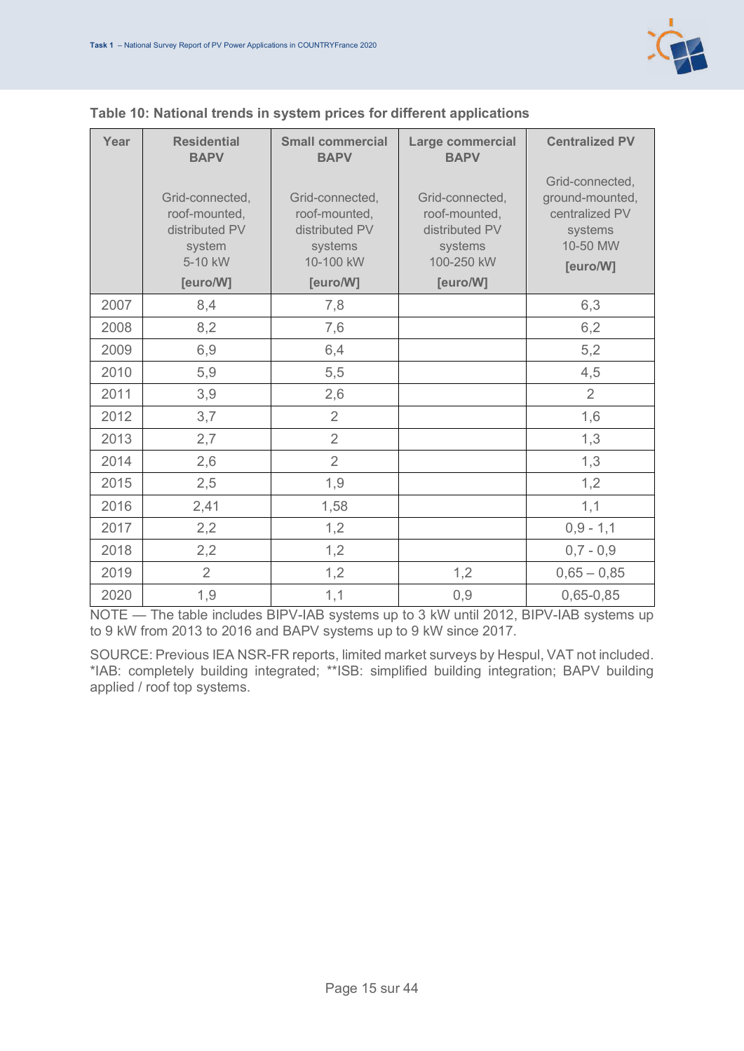**Table 10: National trends in system prices for different applications**

| Year | Residential BAPV<br><br>Grid-connected, roof-mounted, distributed PV system 5-10 kW<br>[euro/W] | Small commercial BAPV<br><br>Grid-connected, roof-mounted, distributed PV systems 10-100 kW<br>[euro/W] | Large commercial BAPV<br><br>Grid-connected, roof-mounted, distributed PV systems 100-250 kW<br>[euro/W] | Centralized PV<br><br>Grid-connected, ground-mounted, centralized PV systems 10-50 MW<br>[euro/W] |
|---|---|---|---|---|
| 2007 | 8,4 | 7,8 | | 6,3 |
| 2008 | 8,2 | 7,6 | | 6,2 |
| 2009 | 6,9 | 6,4 | | 5,2 |
| 2010 | 5,9 | 5,5 | | 4,5 |
| 2011 | 3,9 | 2,6 | | 2 |
| 2012 | 3,7 | 2 | | 1,6 |
| 2013 | 2,7 | 2 | | 1,3 |
| 2014 | 2,6 | 2 | | 1,3 |
| 2015 | 2,5 | 1,9 | | 1,2 |
| 2016 | 2,41 | 1,58 | | 1,1 |
| 2017 | 2,2 | 1,2 | | 0,9 - 1,1 |
| 2018 | 2,2 | 1,2 | | 0,7 - 0,9 |
| 2019 | 2 | 1,2 | 1,2 | 0,65 – 0,85 |
| 2020 | 1,9 | 1,1 | 0,9 | 0,65-0,85 |

NOTE — The table includes BIPV-IAB systems up to 3 kW until 2012, BIPV-IAB systems up to 9 kW from 2013 to 2016 and BAPV systems up to 9 kW since 2017.

SOURCE: Previous IEA NSR-FR reports, limited market surveys by Hespul, VAT not included. *IAB: completely building integrated; **ISB: simplified building integration; BAPV building applied / roof top systems.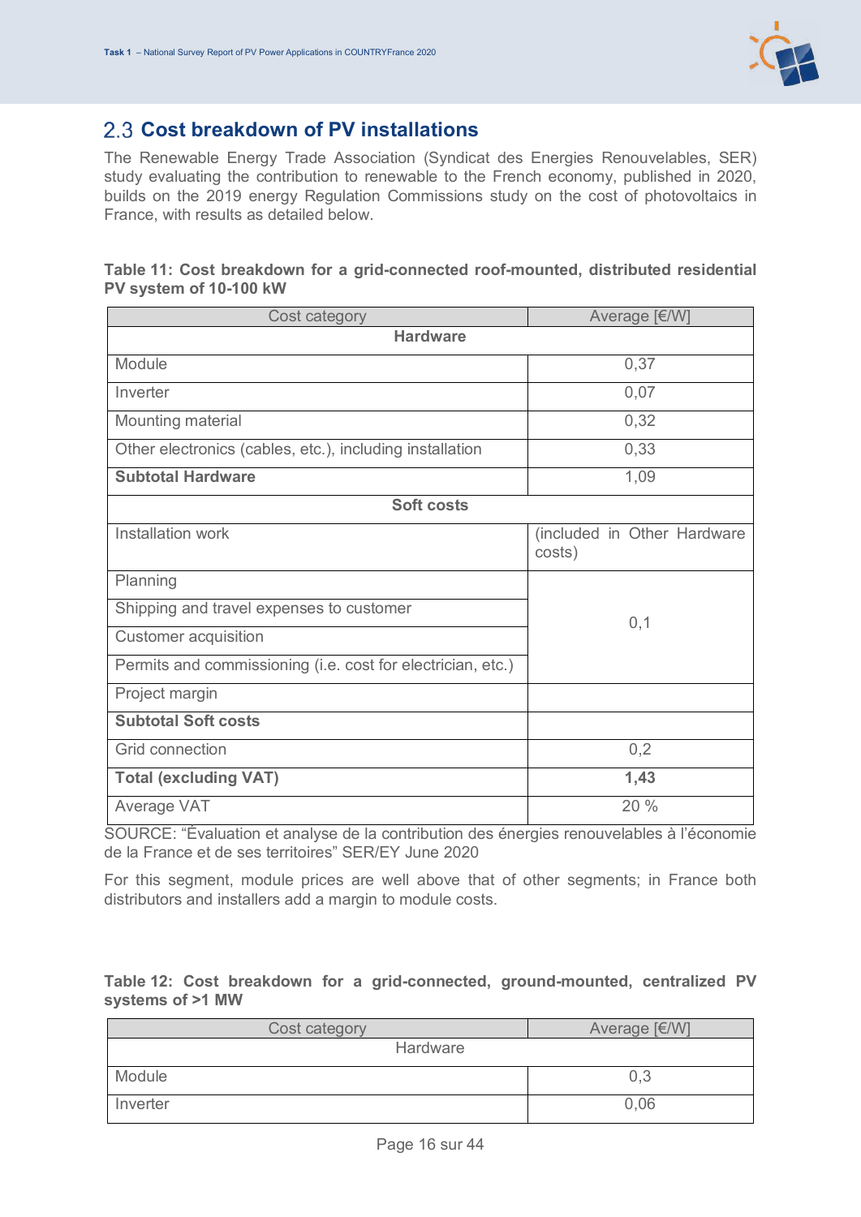## 2.3 Cost breakdown of PV installations

The Renewable Energy Trade Association (Syndicat des Energies Renouvelables, SER) study evaluating the contribution to renewable to the French economy, published in 2020, builds on the 2019 energy Regulation Commissions study on the cost of photovoltaics in France, with results as detailed below.

**Table 11: Cost breakdown for a grid-connected roof-mounted, distributed residential PV system of 10-100 kW**

| Cost category | Average [€/W] |
|---|---|
| **Hardware** | |
| Module | 0,37 |
| Inverter | 0,07 |
| Mounting material | 0,32 |
| Other electronics (cables, etc.), including installation | 0,33 |
| **Subtotal Hardware** | 1,09 |
| **Soft costs** | |
| Installation work | (included in Other Hardware costs) |
| Planning | 0,1 |
| Shipping and travel expenses to customer | |
| Customer acquisition | |
| Permits and commissioning (i.e. cost for electrician, etc.) | |
| Project margin | |
| **Subtotal Soft costs** | |
| Grid connection | 0,2 |
| **Total (excluding VAT)** | **1,43** |
| Average VAT | 20 % |

SOURCE: "Évaluation et analyse de la contribution des énergies renouvelables à l'économie de la France et de ses territoires" SER/EY June 2020

For this segment, module prices are well above that of other segments; in France both distributors and installers add a margin to module costs.

**Table 12: Cost breakdown for a grid-connected, ground-mounted, centralized PV systems of >1 MW**

| Cost category | Average [€/W] |
|---|---|
| Hardware | |
| Module | 0,3 |
| Inverter | 0,06 |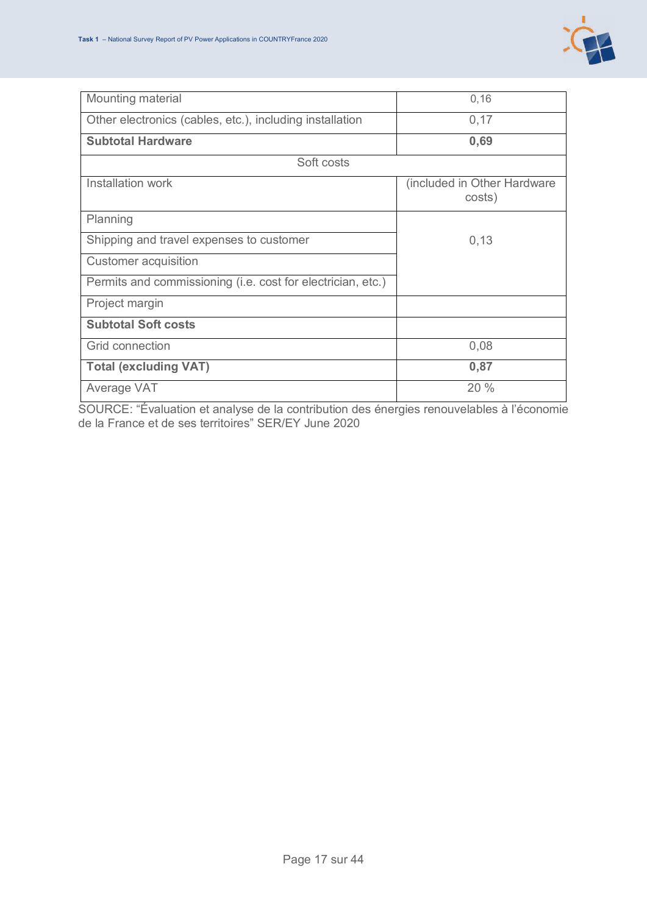| | |
|---|---|
| Mounting material | 0,16 |
| Other electronics (cables, etc.), including installation | 0,17 |
| **Subtotal Hardware** | **0,69** |
| Soft costs | |
| Installation work | (included in Other Hardware costs) |
| Planning | 0,13 |
| Shipping and travel expenses to customer | |
| Customer acquisition | |
| Permits and commissioning (i.e. cost for electrician, etc.) | |
| Project margin | |
| **Subtotal Soft costs** | |
| Grid connection | 0,08 |
| **Total (excluding VAT)** | **0,87** |
| Average VAT | 20 % |

SOURCE: "Évaluation et analyse de la contribution des énergies renouvelables à l'économie de la France et de ses territoires" SER/EY June 2020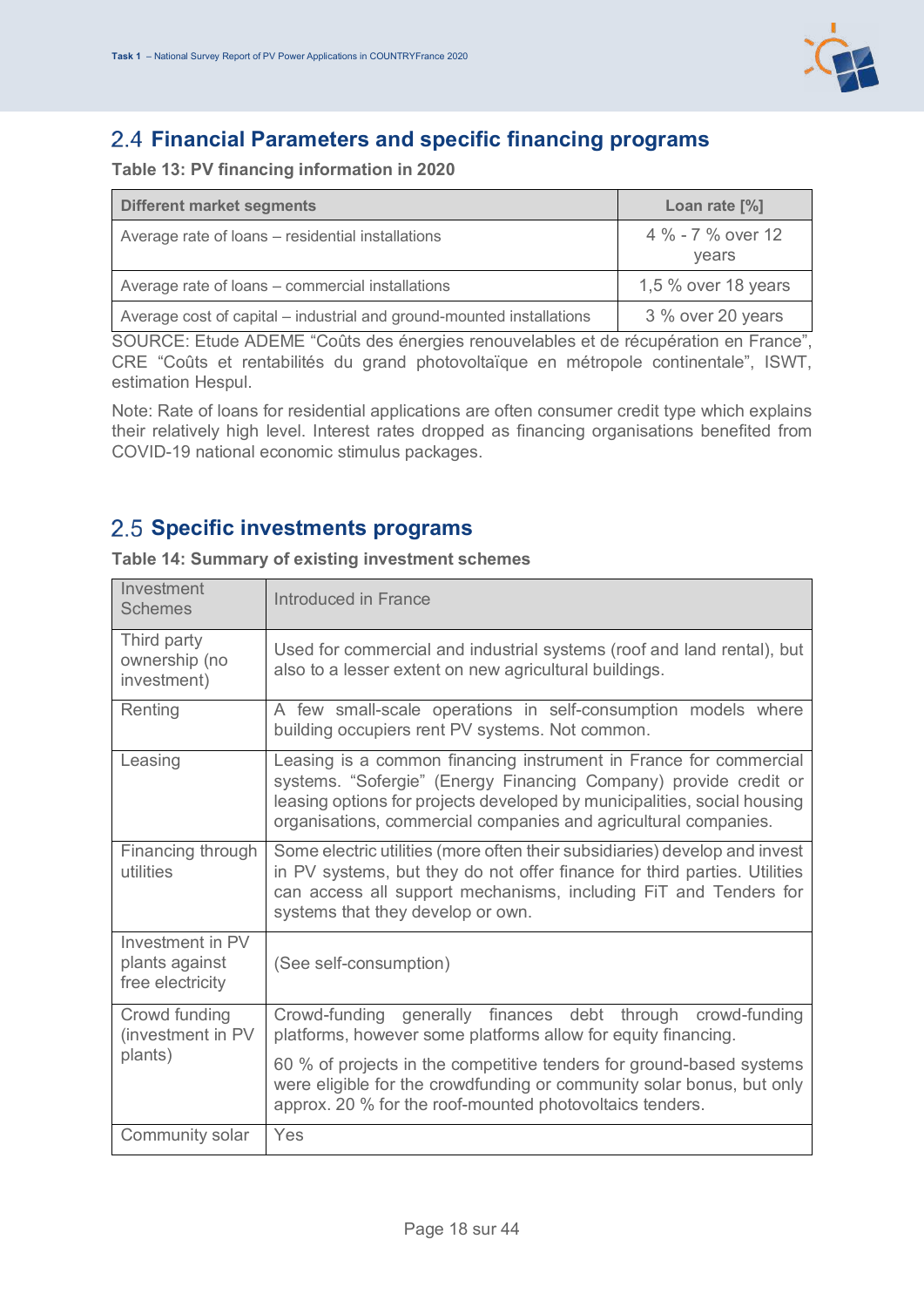## 2.4 Financial Parameters and specific financing programs

**Table 13: PV financing information in 2020**

| Different market segments | Loan rate [%] |
|---|---|
| Average rate of loans – residential installations | 4 % - 7 % over 12 years |
| Average rate of loans – commercial installations | 1,5 % over 18 years |
| Average cost of capital – industrial and ground-mounted installations | 3 % over 20 years |

SOURCE: Etude ADEME "Coûts des énergies renouvelables et de récupération en France", CRE "Coûts et rentabilités du grand photovoltaïque en métropole continentale", ISWT, estimation Hespul.

Note: Rate of loans for residential applications are often consumer credit type which explains their relatively high level. Interest rates dropped as financing organisations benefited from COVID-19 national economic stimulus packages.

## 2.5 Specific investments programs

**Table 14: Summary of existing investment schemes**

| Investment Schemes | Introduced in France |
|---|---|
| Third party ownership (no investment) | Used for commercial and industrial systems (roof and land rental), but also to a lesser extent on new agricultural buildings. |
| Renting | A few small-scale operations in self-consumption models where building occupiers rent PV systems. Not common. |
| Leasing | Leasing is a common financing instrument in France for commercial systems. "Sofergie" (Energy Financing Company) provide credit or leasing options for projects developed by municipalities, social housing organisations, commercial companies and agricultural companies. |
| Financing through utilities | Some electric utilities (more often their subsidiaries) develop and invest in PV systems, but they do not offer finance for third parties. Utilities can access all support mechanisms, including FiT and Tenders for systems that they develop or own. |
| Investment in PV plants against free electricity | (See self-consumption) |
| Crowd funding (investment in PV plants) | Crowd-funding generally finances debt through crowd-funding platforms, however some platforms allow for equity financing. 60 % of projects in the competitive tenders for ground-based systems were eligible for the crowdfunding or community solar bonus, but only approx. 20 % for the roof-mounted photovoltaics tenders. |
| Community solar | Yes |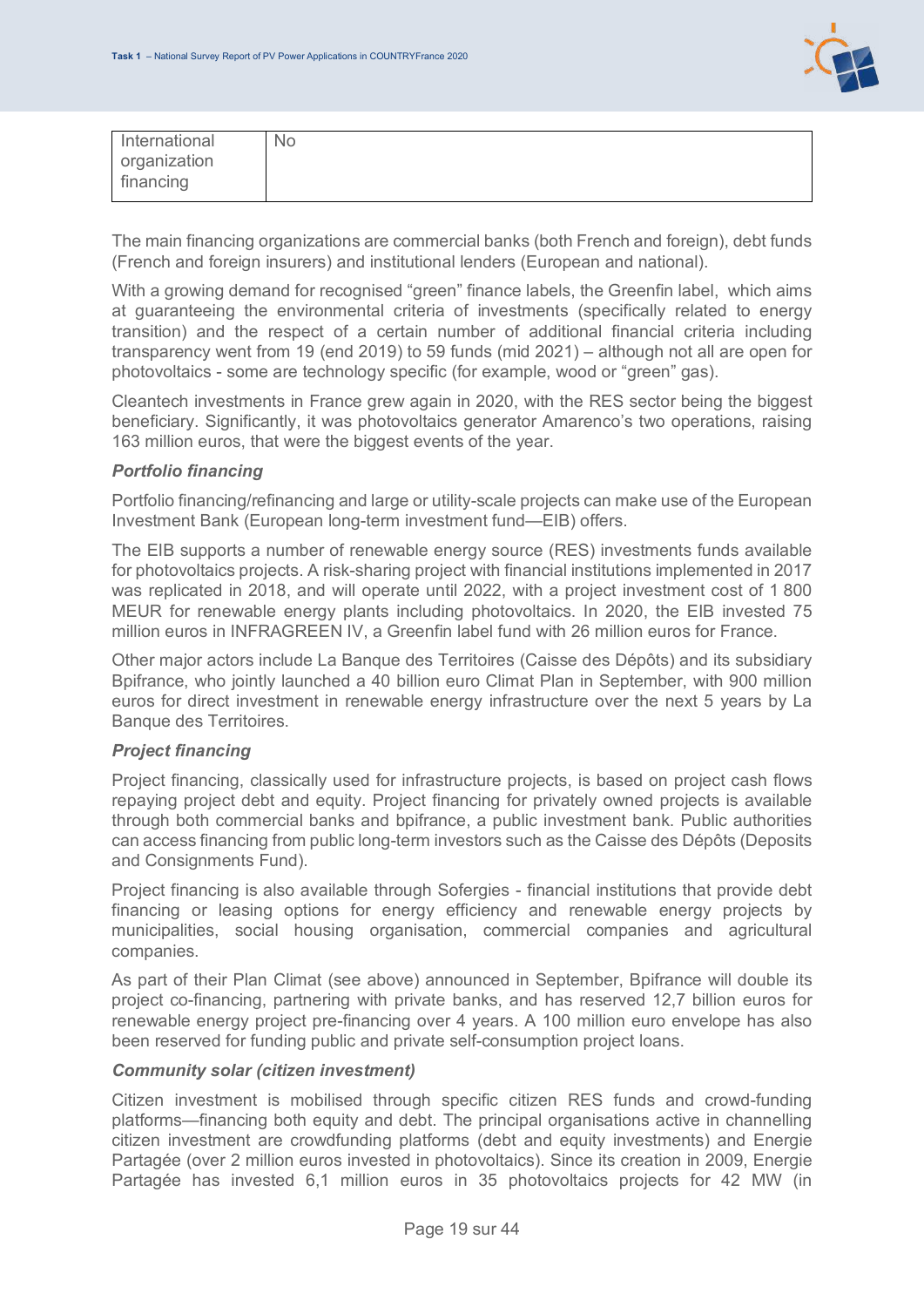| International organization financing | No |
|---|---|

The main financing organizations are commercial banks (both French and foreign), debt funds (French and foreign insurers) and institutional lenders (European and national).

With a growing demand for recognised “green” finance labels, the Greenfin label, which aims at guaranteeing the environmental criteria of investments (specifically related to energy transition) and the respect of a certain number of additional financial criteria including transparency went from 19 (end 2019) to 59 funds (mid 2021) – although not all are open for photovoltaics - some are technology specific (for example, wood or “green” gas).

Cleantech investments in France grew again in 2020, with the RES sector being the biggest beneficiary. Significantly, it was photovoltaics generator Amarenco’s two operations, raising 163 million euros, that were the biggest events of the year.

***Portfolio financing***

Portfolio financing/refinancing and large or utility-scale projects can make use of the European Investment Bank (European long-term investment fund—EIB) offers.

The EIB supports a number of renewable energy source (RES) investments funds available for photovoltaics projects. A risk-sharing project with financial institutions implemented in 2017 was replicated in 2018, and will operate until 2022, with a project investment cost of 1 800 MEUR for renewable energy plants including photovoltaics. In 2020, the EIB invested 75 million euros in INFRAGREEN IV, a Greenfin label fund with 26 million euros for France.

Other major actors include La Banque des Territoires (Caisse des Dépôts) and its subsidiary Bpifrance, who jointly launched a 40 billion euro Climat Plan in September, with 900 million euros for direct investment in renewable energy infrastructure over the next 5 years by La Banque des Territoires.

***Project financing***

Project financing, classically used for infrastructure projects, is based on project cash flows repaying project debt and equity. Project financing for privately owned projects is available through both commercial banks and bpifrance, a public investment bank. Public authorities can access financing from public long-term investors such as the Caisse des Dépôts (Deposits and Consignments Fund).

Project financing is also available through Sofergies - financial institutions that provide debt financing or leasing options for energy efficiency and renewable energy projects by municipalities, social housing organisation, commercial companies and agricultural companies.

As part of their Plan Climat (see above) announced in September, Bpifrance will double its project co-financing, partnering with private banks, and has reserved 12,7 billion euros for renewable energy project pre-financing over 4 years. A 100 million euro envelope has also been reserved for funding public and private self-consumption project loans.

***Community solar (citizen investment)***

Citizen investment is mobilised through specific citizen RES funds and crowd-funding platforms—financing both equity and debt. The principal organisations active in channelling citizen investment are crowdfunding platforms (debt and equity investments) and Energie Partagée (over 2 million euros invested in photovoltaics). Since its creation in 2009, Energie Partagée has invested 6,1 million euros in 35 photovoltaics projects for 42 MW (in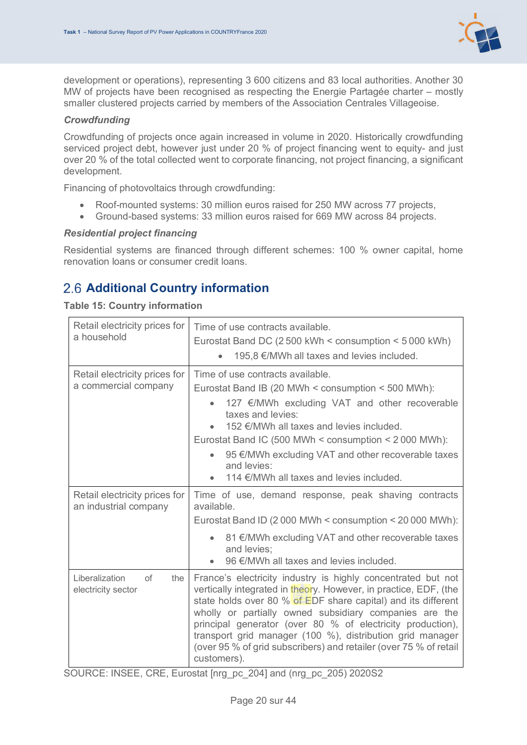development or operations), representing 3 600 citizens and 83 local authorities. Another 30 MW of projects have been recognised as respecting the Energie Partagée charter – mostly smaller clustered projects carried by members of the Association Centrales Villageoise.

***Crowdfunding***

Crowdfunding of projects once again increased in volume in 2020. Historically crowdfunding serviced project debt, however just under 20 % of project financing went to equity- and just over 20 % of the total collected went to corporate financing, not project financing, a significant development.

Financing of photovoltaics through crowdfunding:

- Roof-mounted systems: 30 million euros raised for 250 MW across 77 projects,
- Ground-based systems: 33 million euros raised for 669 MW across 84 projects.

***Residential project financing***

Residential systems are financed through different schemes: 100 % owner capital, home renovation loans or consumer credit loans.

## 2.6 Additional Country information

**Table 15: Country information**

| | |
|---|---|
| Retail electricity prices for a household | Time of use contracts available.<br>Eurostat Band DC (2 500 kWh < consumption < 5 000 kWh)<br>• 195,8 €/MWh all taxes and levies included. |
| Retail electricity prices for a commercial company | Time of use contracts available.<br>Eurostat Band IB (20 MWh < consumption < 500 MWh):<br>• 127 €/MWh excluding VAT and other recoverable taxes and levies:<br>• 152 €/MWh all taxes and levies included.<br>Eurostat Band IC (500 MWh < consumption < 2 000 MWh):<br>• 95 €/MWh excluding VAT and other recoverable taxes and levies:<br>• 114 €/MWh all taxes and levies included. |
| Retail electricity prices for an industrial company | Time of use, demand response, peak shaving contracts available.<br>Eurostat Band ID (2 000 MWh < consumption < 20 000 MWh):<br>• 81 €/MWh excluding VAT and other recoverable taxes and levies;<br>• 96 €/MWh all taxes and levies included. |
| Liberalization of the electricity sector | France's electricity industry is highly concentrated but not vertically integrated in theory. However, in practice, EDF, (the state holds over 80 % of EDF share capital) and its different wholly or partially owned subsidiary companies are the principal generator (over 80 % of electricity production), transport grid manager (100 %), distribution grid manager (over 95 % of grid subscribers) and retailer (over 75 % of retail customers). |

SOURCE: INSEE, CRE, Eurostat [nrg_pc_204] and (nrg_pc_205) 2020S2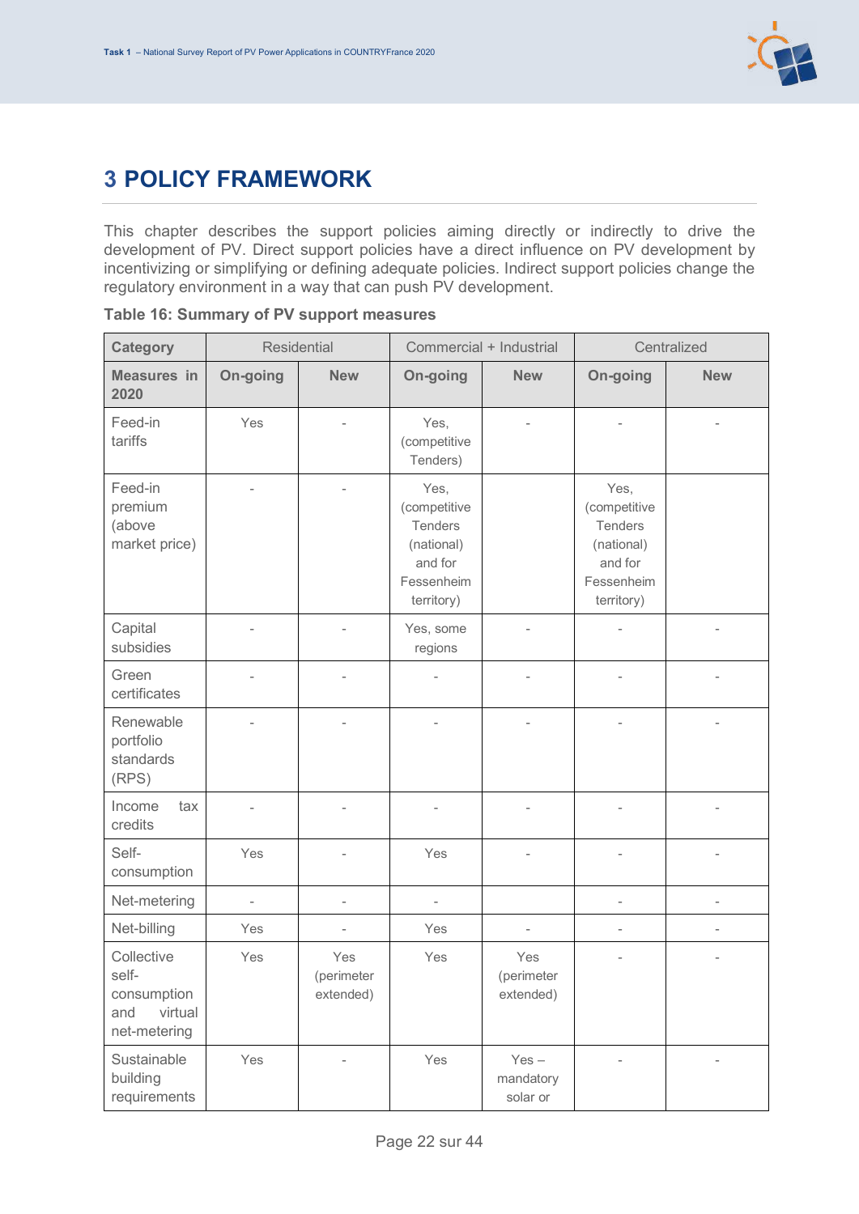# 3 POLICY FRAMEWORK

This chapter describes the support policies aiming directly or indirectly to drive the development of PV. Direct support policies have a direct influence on PV development by incentivizing or simplifying or defining adequate policies. Indirect support policies change the regulatory environment in a way that can push PV development.

**Table 16: Summary of PV support measures**

| Category | Residential | | Commercial + Industrial | | Centralized | |
|---|---|---|---|---|---|---|
| **Measures in 2020** | **On-going** | **New** | **On-going** | **New** | **On-going** | **New** |
| Feed-in tariffs | Yes | - | Yes, (competitive Tenders) | - | - | - |
| Feed-in premium (above market price) | - | - | Yes, (competitive Tenders (national) and for Fessenheim territory) | | Yes, (competitive Tenders (national) and for Fessenheim territory) | |
| Capital subsidies | - | - | Yes, some regions | - | - | - |
| Green certificates | - | - | - | - | - | - |
| Renewable portfolio standards (RPS) | - | - | - | - | - | - |
| Income tax credits | - | - | - | - | - | - |
| Self-consumption | Yes | - | Yes | - | - | - |
| Net-metering | - | - | - | | - | - |
| Net-billing | Yes | - | Yes | - | - | - |
| Collective self-consumption and virtual net-metering | Yes | Yes (perimeter extended) | Yes | Yes (perimeter extended) | - | - |
| Sustainable building requirements | Yes | - | Yes | Yes – mandatory solar or | - | - |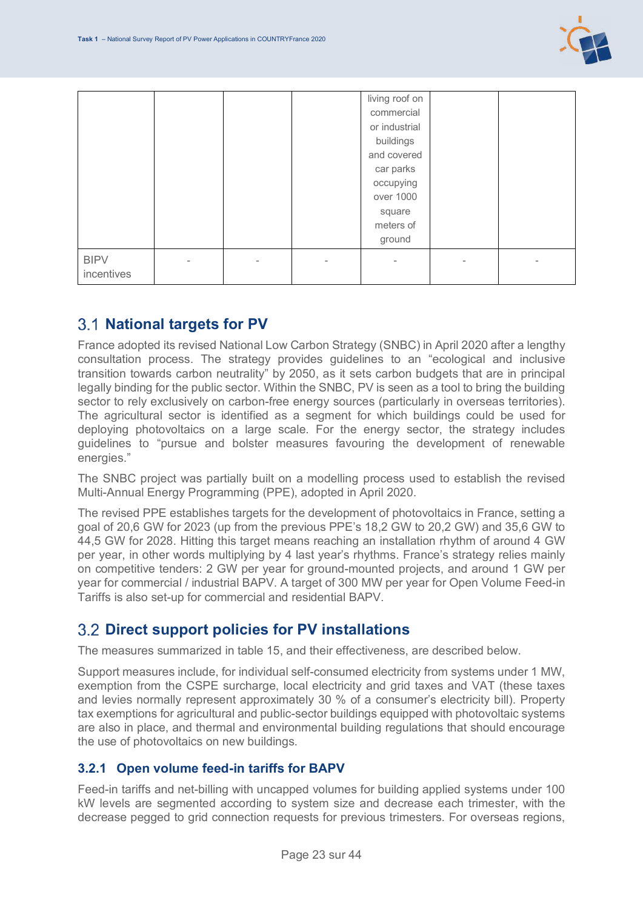| | | | | | | |
|---|---|---|---|---|---|---|
| | | | | living roof on commercial or industrial buildings and covered car parks occupying over 1000 square meters of ground | | |
| BIPV incentives | - | - | - | - | - | - |

## 3.1 National targets for PV

France adopted its revised National Low Carbon Strategy (SNBC) in April 2020 after a lengthy consultation process. The strategy provides guidelines to an "ecological and inclusive transition towards carbon neutrality" by 2050, as it sets carbon budgets that are in principal legally binding for the public sector. Within the SNBC, PV is seen as a tool to bring the building sector to rely exclusively on carbon-free energy sources (particularly in overseas territories). The agricultural sector is identified as a segment for which buildings could be used for deploying photovoltaics on a large scale. For the energy sector, the strategy includes guidelines to "pursue and bolster measures favouring the development of renewable energies."

The SNBC project was partially built on a modelling process used to establish the revised Multi-Annual Energy Programming (PPE), adopted in April 2020.

The revised PPE establishes targets for the development of photovoltaics in France, setting a goal of 20,6 GW for 2023 (up from the previous PPE's 18,2 GW to 20,2 GW) and 35,6 GW to 44,5 GW for 2028. Hitting this target means reaching an installation rhythm of around 4 GW per year, in other words multiplying by 4 last year's rhythms. France's strategy relies mainly on competitive tenders: 2 GW per year for ground-mounted projects, and around 1 GW per year for commercial / industrial BAPV. A target of 300 MW per year for Open Volume Feed-in Tariffs is also set-up for commercial and residential BAPV.

## 3.2 Direct support policies for PV installations

The measures summarized in table 15, and their effectiveness, are described below.

Support measures include, for individual self-consumed electricity from systems under 1 MW, exemption from the CSPE surcharge, local electricity and grid taxes and VAT (these taxes and levies normally represent approximately 30 % of a consumer's electricity bill). Property tax exemptions for agricultural and public-sector buildings equipped with photovoltaic systems are also in place, and thermal and environmental building regulations that should encourage the use of photovoltaics on new buildings.

### 3.2.1 Open volume feed-in tariffs for BAPV

Feed-in tariffs and net-billing with uncapped volumes for building applied systems under 100 kW levels are segmented according to system size and decrease each trimester, with the decrease pegged to grid connection requests for previous trimesters. For overseas regions,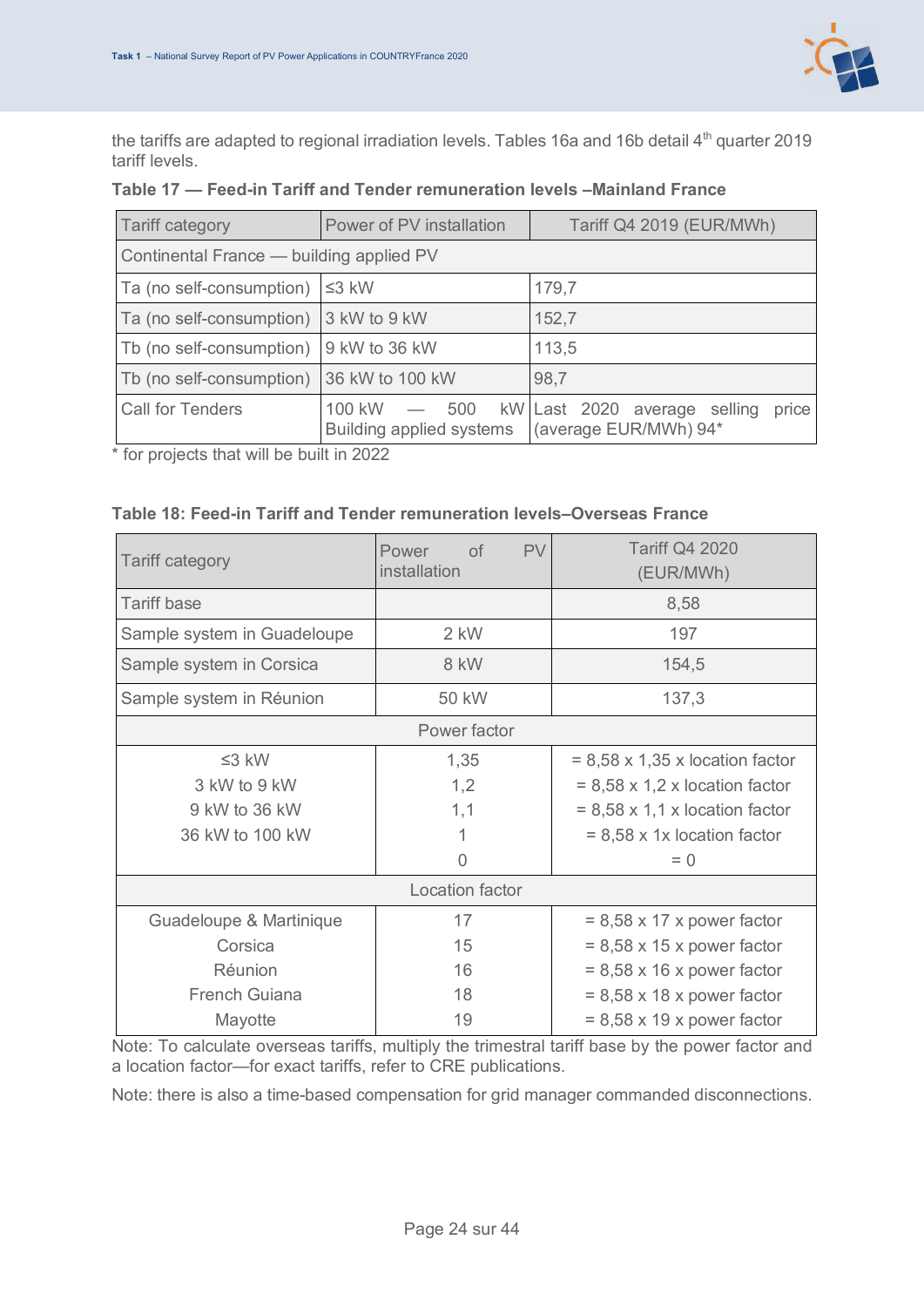the tariffs are adapted to regional irradiation levels. Tables 16a and 16b detail 4th quarter 2019 tariff levels.

**Table 17 — Feed-in Tariff and Tender remuneration levels –Mainland France**

| Tariff category | Power of PV installation | Tariff Q4 2019 (EUR/MWh) |
|---|---|---|
| Continental France — building applied PV | | |
| Ta (no self-consumption) | ≤3 kW | 179,7 |
| Ta (no self-consumption) | 3 kW to 9 kW | 152,7 |
| Tb (no self-consumption) | 9 kW to 36 kW | 113,5 |
| Tb (no self-consumption) | 36 kW to 100 kW | 98,7 |
| Call for Tenders | 100 kW — 500 kW Building applied systems | Last 2020 average selling price (average EUR/MWh) 94* |

* for projects that will be built in 2022

**Table 18: Feed-in Tariff and Tender remuneration levels–Overseas France**

| Tariff category | Power of PV installation | Tariff Q4 2020 (EUR/MWh) |
|---|---|---|
| Tariff base | | 8,58 |
| Sample system in Guadeloupe | 2 kW | 197 |
| Sample system in Corsica | 8 kW | 154,5 |
| Sample system in Réunion | 50 kW | 137,3 |
| Power factor | | |
| ≤3 kW | 1,35 | = 8,58 x 1,35 x location factor |
| 3 kW to 9 kW | 1,2 | = 8,58 x 1,2 x location factor |
| 9 kW to 36 kW | 1,1 | = 8,58 x 1,1 x location factor |
| 36 kW to 100 kW | 1 | = 8,58 x 1x location factor |
| | 0 | = 0 |
| Location factor | | |
| Guadeloupe & Martinique | 17 | = 8,58 x 17 x power factor |
| Corsica | 15 | = 8,58 x 15 x power factor |
| Réunion | 16 | = 8,58 x 16 x power factor |
| French Guiana | 18 | = 8,58 x 18 x power factor |
| Mayotte | 19 | = 8,58 x 19 x power factor |

Note: To calculate overseas tariffs, multiply the trimestral tariff base by the power factor and a location factor—for exact tariffs, refer to CRE publications.

Note: there is also a time-based compensation for grid manager commanded disconnections.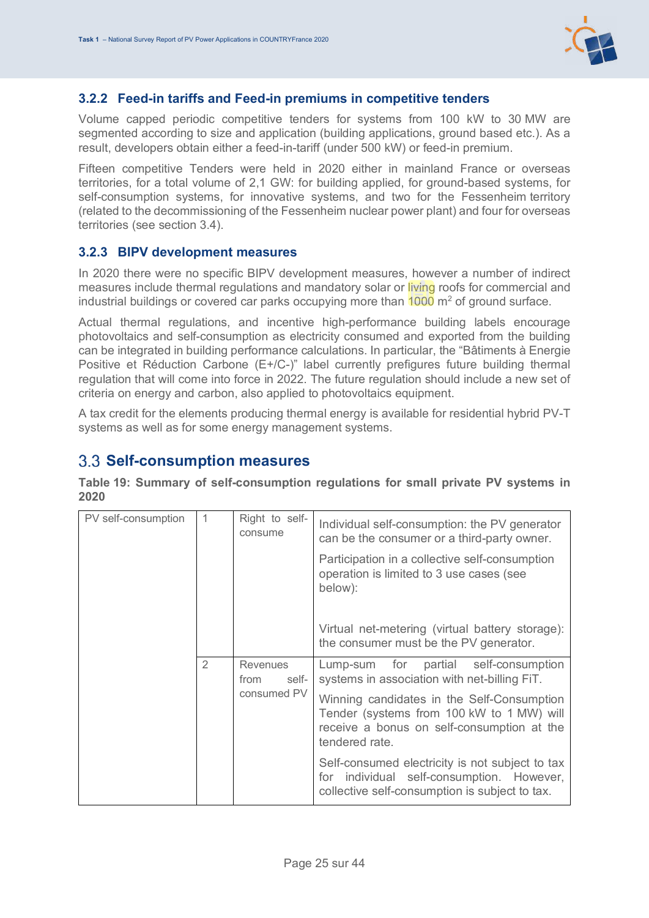### 3.2.2 Feed-in tariffs and Feed-in premiums in competitive tenders

Volume capped periodic competitive tenders for systems from 100 kW to 30 MW are segmented according to size and application (building applications, ground based etc.). As a result, developers obtain either a feed-in-tariff (under 500 kW) or feed-in premium.

Fifteen competitive Tenders were held in 2020 either in mainland France or overseas territories, for a total volume of 2,1 GW: for building applied, for ground-based systems, for self-consumption systems, for innovative systems, and two for the Fessenheim territory (related to the decommissioning of the Fessenheim nuclear power plant) and four for overseas territories (see section 3.4).

### 3.2.3 BIPV development measures

In 2020 there were no specific BIPV development measures, however a number of indirect measures include thermal regulations and mandatory solar or living roofs for commercial and industrial buildings or covered car parks occupying more than 1000 m$^2$ of ground surface.

Actual thermal regulations, and incentive high-performance building labels encourage photovoltaics and self-consumption as electricity consumed and exported from the building can be integrated in building performance calculations. In particular, the "Bâtiments à Energie Positive et Réduction Carbone (E+/C-)" label currently prefigures future building thermal regulation that will come into force in 2022. The future regulation should include a new set of criteria on energy and carbon, also applied to photovoltaics equipment.

A tax credit for the elements producing thermal energy is available for residential hybrid PV-T systems as well as for some energy management systems.

## 3.3 Self-consumption measures

**Table 19: Summary of self-consumption regulations for small private PV systems in 2020**

| | | | |
|---|---|---|---|
| PV self-consumption | 1 | Right to self-consume | Individual self-consumption: the PV generator can be the consumer or a third-party owner.<br><br>Participation in a collective self-consumption operation is limited to 3 use cases (see below):<br><br>Virtual net-metering (virtual battery storage): the consumer must be the PV generator. |
| | 2 | Revenues from self-consumed PV | Lump-sum for partial self-consumption systems in association with net-billing FiT.<br><br>Winning candidates in the Self-Consumption Tender (systems from 100 kW to 1 MW) will receive a bonus on self-consumption at the tendered rate.<br><br>Self-consumed electricity is not subject to tax for individual self-consumption. However, collective self-consumption is subject to tax. |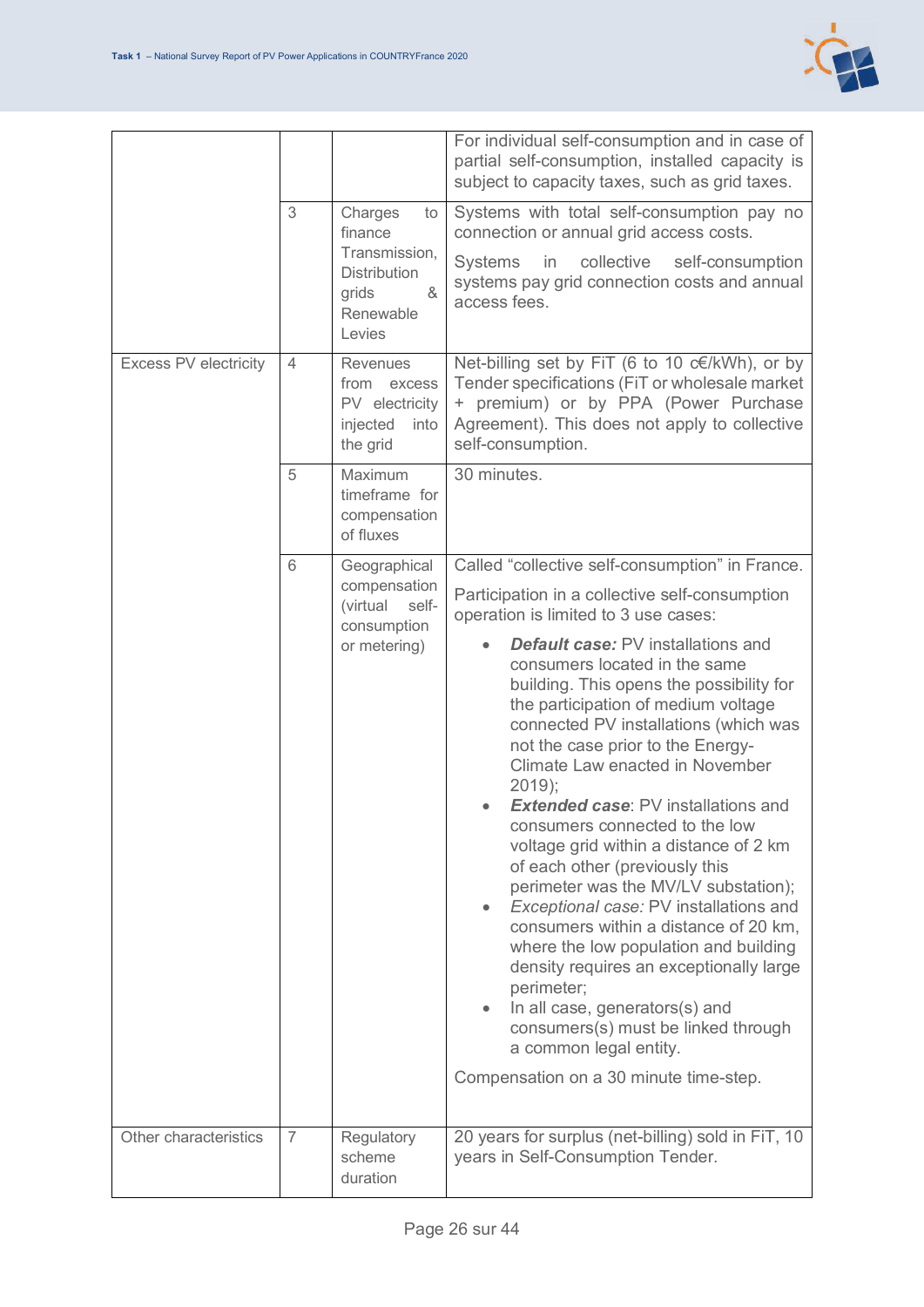| | | | |
|---|---|---|---|
| | | | For individual self-consumption and in case of partial self-consumption, installed capacity is subject to capacity taxes, such as grid taxes. |
| | 3 | Charges to finance Transmission, Distribution grids & Renewable Levies | Systems with total self-consumption pay no connection or annual grid access costs.<br><br>Systems in collective self-consumption systems pay grid connection costs and annual access fees. |
| Excess PV electricity | 4 | Revenues from excess PV electricity injected into the grid | Net-billing set by FiT (6 to 10 c€/kWh), or by Tender specifications (FiT or wholesale market + premium) or by PPA (Power Purchase Agreement). This does not apply to collective self-consumption. |
| | 5 | Maximum timeframe for compensation of fluxes | 30 minutes. |
| | 6 | Geographical compensation (virtual self-consumption or metering) | Called "collective self-consumption" in France.<br><br>Participation in a collective self-consumption operation is limited to 3 use cases:<br><br>• ***Default case:*** PV installations and consumers located in the same building. This opens the possibility for the participation of medium voltage connected PV installations (which was not the case prior to the Energy-Climate Law enacted in November 2019);<br>• ***Extended case***: PV installations and consumers connected to the low voltage grid within a distance of 2 km of each other (previously this perimeter was the MV/LV substation);<br>• *Exceptional case:* PV installations and consumers within a distance of 20 km, where the low population and building density requires an exceptionally large perimeter;<br>• In all case, generators(s) and consumers(s) must be linked through a common legal entity.<br><br>Compensation on a 30 minute time-step. |
| Other characteristics | 7 | Regulatory scheme duration | 20 years for surplus (net-billing) sold in FiT, 10 years in Self-Consumption Tender. |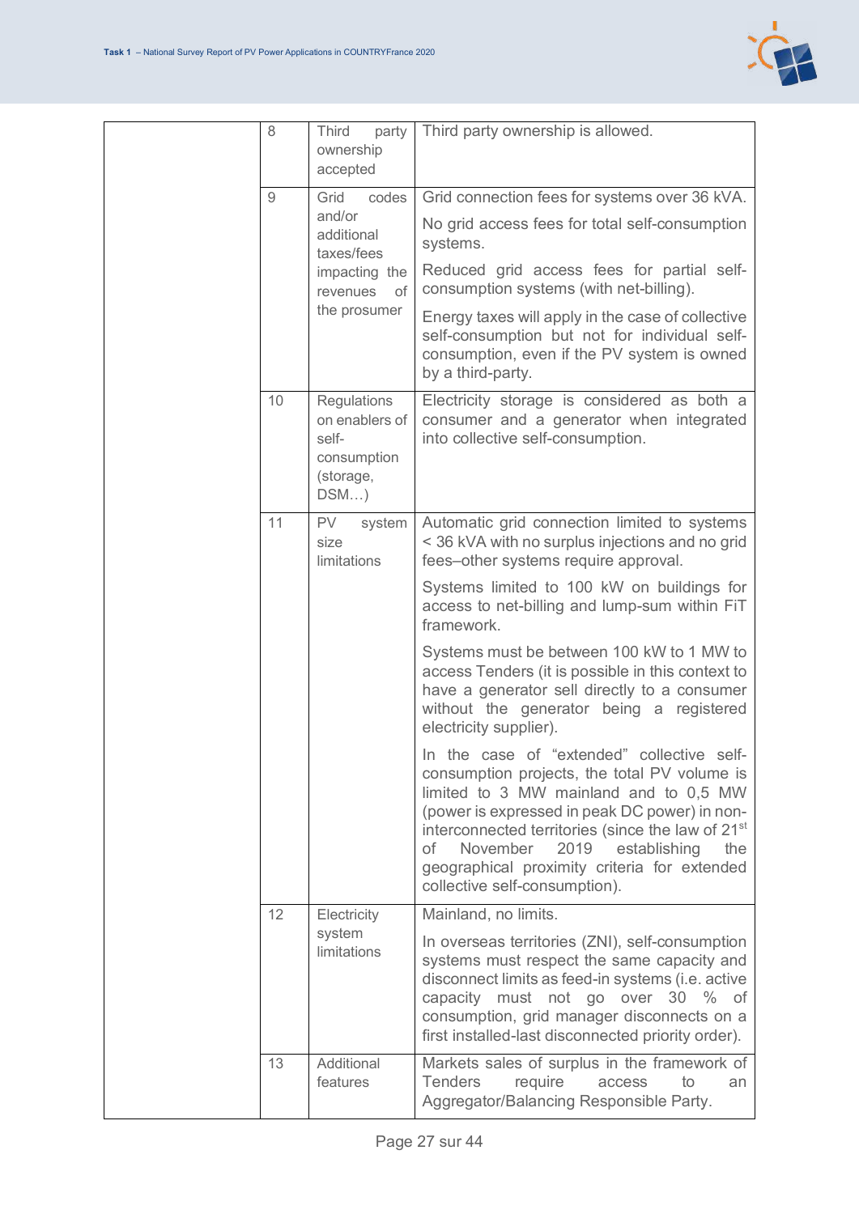| | | | |
|---|---|---|---|
| | 8 | Third party ownership accepted | Third party ownership is allowed. |
| | 9 | Grid codes and/or additional taxes/fees impacting the revenues of the prosumer | Grid connection fees for systems over 36 kVA.<br><br>No grid access fees for total self-consumption systems.<br><br>Reduced grid access fees for partial self-consumption systems (with net-billing).<br><br>Energy taxes will apply in the case of collective self-consumption but not for individual self-consumption, even if the PV system is owned by a third-party. |
| | 10 | Regulations on enablers of self-consumption (storage, DSM…) | Electricity storage is considered as both a consumer and a generator when integrated into collective self-consumption. |
| | 11 | PV system size limitations | Automatic grid connection limited to systems < 36 kVA with no surplus injections and no grid fees–other systems require approval.<br><br>Systems limited to 100 kW on buildings for access to net-billing and lump-sum within FiT framework.<br><br>Systems must be between 100 kW to 1 MW to access Tenders (it is possible in this context to have a generator sell directly to a consumer without the generator being a registered electricity supplier).<br><br>In the case of "extended" collective self-consumption projects, the total PV volume is limited to 3 MW mainland and to 0,5 MW (power is expressed in peak DC power) in non-interconnected territories (since the law of 21st of November 2019 establishing the geographical proximity criteria for extended collective self-consumption). |
| | 12 | Electricity system limitations | Mainland, no limits.<br><br>In overseas territories (ZNI), self-consumption systems must respect the same capacity and disconnect limits as feed-in systems (i.e. active capacity must not go over 30 % of consumption, grid manager disconnects on a first installed-last disconnected priority order). |
| | 13 | Additional features | Markets sales of surplus in the framework of Tenders require access to an Aggregator/Balancing Responsible Party. |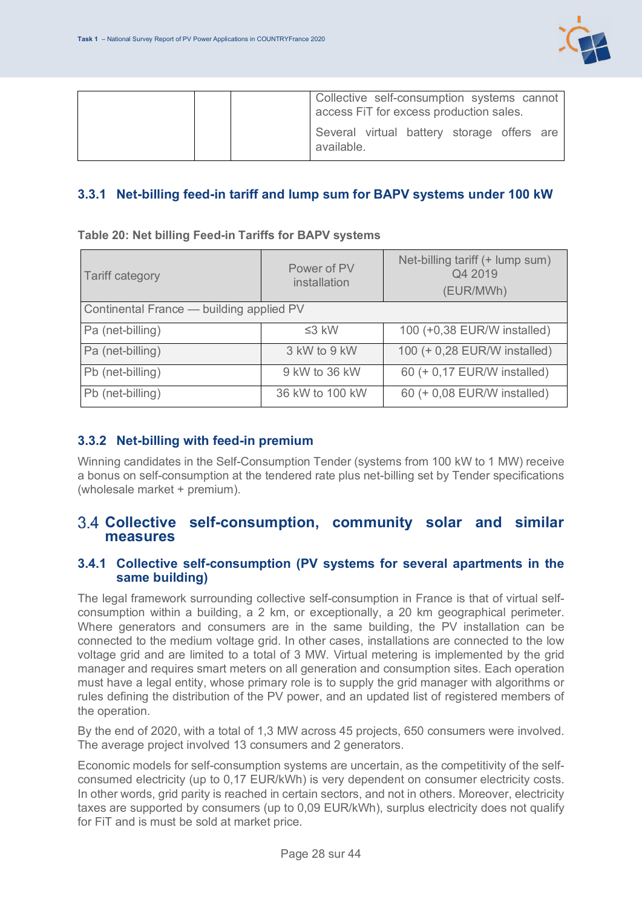| | | | Collective self-consumption systems cannot access FiT for excess production sales.<br>Several virtual battery storage offers are available. |
|---|---|---|---|

### 3.3.1 Net-billing feed-in tariff and lump sum for BAPV systems under 100 kW

**Table 20: Net billing Feed-in Tariffs for BAPV systems**

| Tariff category | Power of PV installation | Net-billing tariff (+ lump sum) Q4 2019 (EUR/MWh) |
|---|---|---|
| Continental France — building applied PV | | |
| Pa (net-billing) | ≤3 kW | 100 (+0,38 EUR/W installed) |
| Pa (net-billing) | 3 kW to 9 kW | 100 (+ 0,28 EUR/W installed) |
| Pb (net-billing) | 9 kW to 36 kW | 60 (+ 0,17 EUR/W installed) |
| Pb (net-billing) | 36 kW to 100 kW | 60 (+ 0,08 EUR/W installed) |

### 3.3.2 Net-billing with feed-in premium

Winning candidates in the Self-Consumption Tender (systems from 100 kW to 1 MW) receive a bonus on self-consumption at the tendered rate plus net-billing set by Tender specifications (wholesale market + premium).

## 3.4 Collective self-consumption, community solar and similar measures

### 3.4.1 Collective self-consumption (PV systems for several apartments in the same building)

The legal framework surrounding collective self-consumption in France is that of virtual self-consumption within a building, a 2 km, or exceptionally, a 20 km geographical perimeter. Where generators and consumers are in the same building, the PV installation can be connected to the medium voltage grid. In other cases, installations are connected to the low voltage grid and are limited to a total of 3 MW. Virtual metering is implemented by the grid manager and requires smart meters on all generation and consumption sites. Each operation must have a legal entity, whose primary role is to supply the grid manager with algorithms or rules defining the distribution of the PV power, and an updated list of registered members of the operation.

By the end of 2020, with a total of 1,3 MW across 45 projects, 650 consumers were involved. The average project involved 13 consumers and 2 generators.

Economic models for self-consumption systems are uncertain, as the competitivity of the self-consumed electricity (up to 0,17 EUR/kWh) is very dependent on consumer electricity costs. In other words, grid parity is reached in certain sectors, and not in others. Moreover, electricity taxes are supported by consumers (up to 0,09 EUR/kWh), surplus electricity does not qualify for FiT and is must be sold at market price.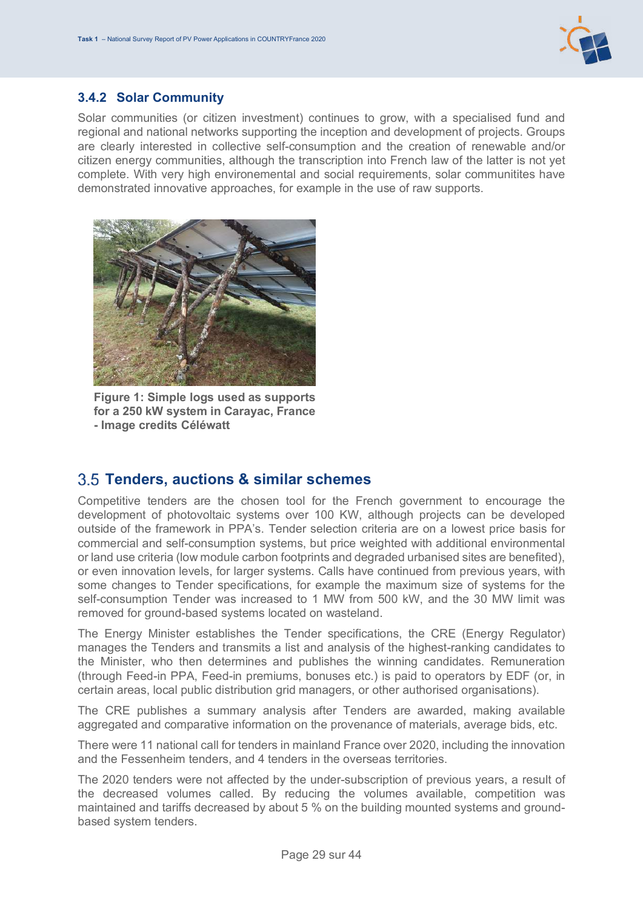### 3.4.2 Solar Community

Solar communities (or citizen investment) continues to grow, with a specialised fund and regional and national networks supporting the inception and development of projects. Groups are clearly interested in collective self-consumption and the creation of renewable and/or citizen energy communities, although the transcription into French law of the latter is not yet complete. With very high environemental and social requirements, solar communitites have demonstrated innovative approaches, for example in the use of raw supports.

**Figure 1: Simple logs used as supports for a 250 kW system in Carayac, France - Image credits Céléwatt**

## 3.5 Tenders, auctions & similar schemes

Competitive tenders are the chosen tool for the French government to encourage the development of photovoltaic systems over 100 KW, although projects can be developed outside of the framework in PPA's. Tender selection criteria are on a lowest price basis for commercial and self-consumption systems, but price weighted with additional environmental or land use criteria (low module carbon footprints and degraded urbanised sites are benefited), or even innovation levels, for larger systems. Calls have continued from previous years, with some changes to Tender specifications, for example the maximum size of systems for the self-consumption Tender was increased to 1 MW from 500 kW, and the 30 MW limit was removed for ground-based systems located on wasteland.

The Energy Minister establishes the Tender specifications, the CRE (Energy Regulator) manages the Tenders and transmits a list and analysis of the highest-ranking candidates to the Minister, who then determines and publishes the winning candidates. Remuneration (through Feed-in PPA, Feed-in premiums, bonuses etc.) is paid to operators by EDF (or, in certain areas, local public distribution grid managers, or other authorised organisations).

The CRE publishes a summary analysis after Tenders are awarded, making available aggregated and comparative information on the provenance of materials, average bids, etc.

There were 11 national call for tenders in mainland France over 2020, including the innovation and the Fessenheim tenders, and 4 tenders in the overseas territories.

The 2020 tenders were not affected by the under-subscription of previous years, a result of the decreased volumes called. By reducing the volumes available, competition was maintained and tariffs decreased by about 5 % on the building mounted systems and ground-based system tenders.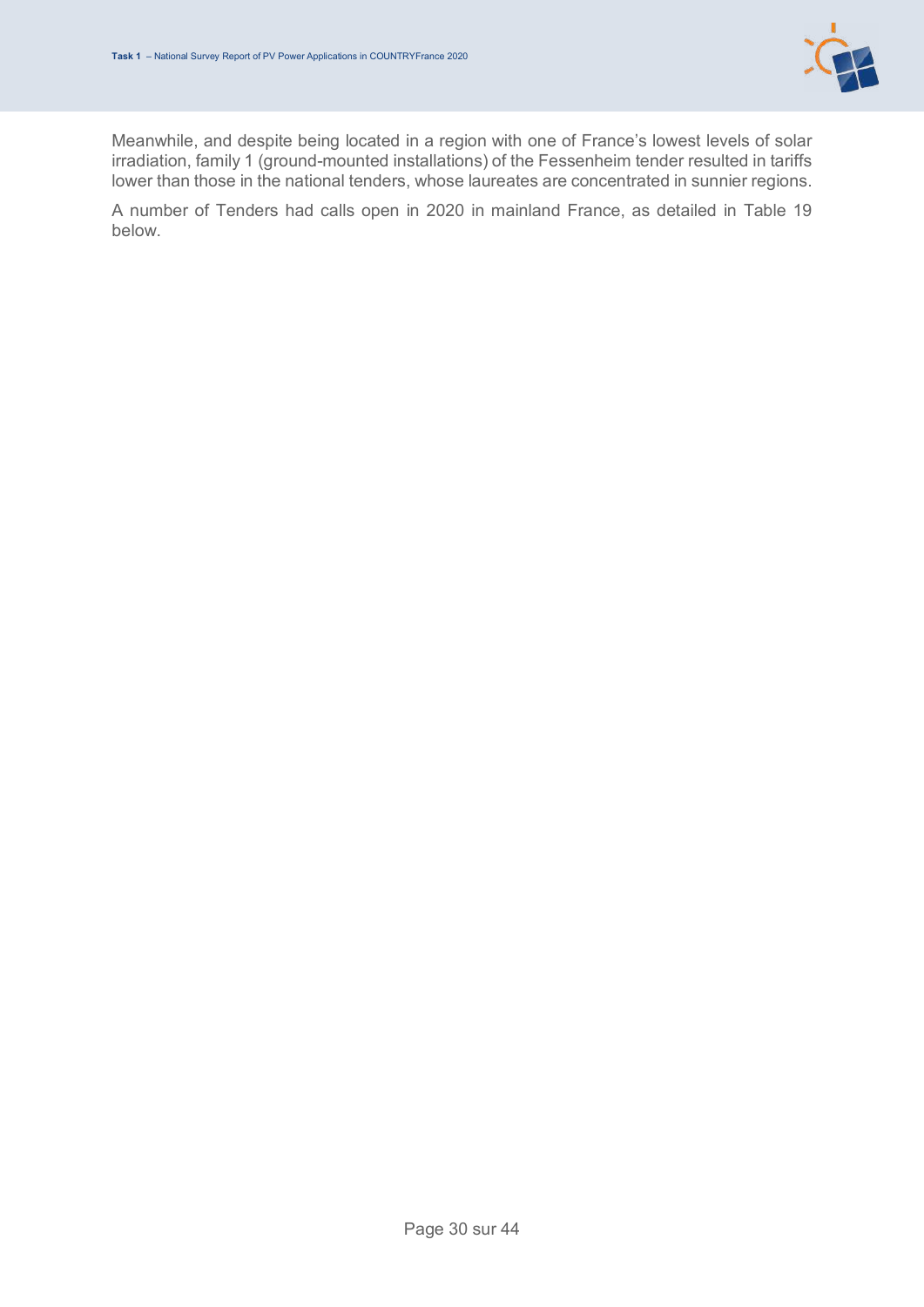Meanwhile, and despite being located in a region with one of France's lowest levels of solar irradiation, family 1 (ground-mounted installations) of the Fessenheim tender resulted in tariffs lower than those in the national tenders, whose laureates are concentrated in sunnier regions.

A number of Tenders had calls open in 2020 in mainland France, as detailed in Table 19 below.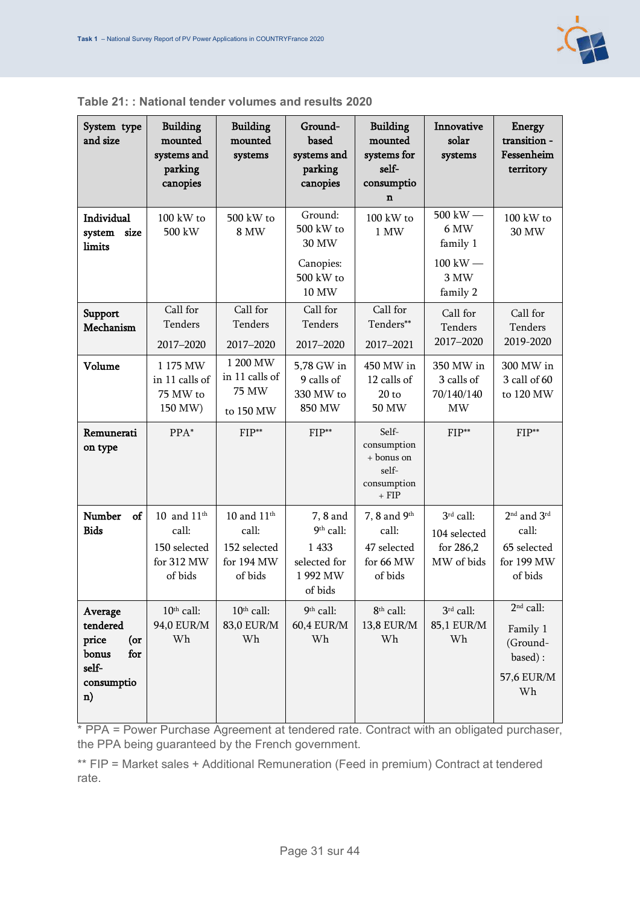**Table 21: : National tender volumes and results 2020**

| System type and size | Building mounted systems and parking canopies | Building mounted systems | Ground-based systems and parking canopies | Building mounted systems for self-consumption | Innovative solar systems | Energy transition - Fessenheim territory |
|---|---|---|---|---|---|---|
| Individual system size limits | 100 kW to 500 kW | 500 kW to 8 MW | Ground: 500 kW to 30 MW<br>Canopies: 500 kW to 10 MW | 100 kW to 1 MW | 500 kW — 6 MW family 1<br>100 kW — 3 MW family 2 | 100 kW to 30 MW |
| Support Mechanism | Call for Tenders<br>2017–2020 | Call for Tenders<br>2017–2020 | Call for Tenders<br>2017–2020 | Call for Tenders**<br>2017–2021 | Call for Tenders 2017–2020 | Call for Tenders 2019-2020 |
| Volume | 1 175 MW in 11 calls of 75 MW to 150 MW) | 1 200 MW in 11 calls of 75 MW to 150 MW | 5,78 GW in 9 calls of 330 MW to 850 MW | 450 MW in 12 calls of 20 to 50 MW | 350 MW in 3 calls of 70/140/140 MW | 300 MW in 3 call of 60 to 120 MW |
| Remuneration type | PPA* | FIP** | FIP** | Self-consumption + bonus on self-consumption + FIP | FIP** | FIP** |
| Number of Bids | 10 and 11th call:<br>150 selected for 312 MW of bids | 10 and 11th call:<br>152 selected for 194 MW of bids | 7, 8 and 9th call:<br>1 433 selected for 1 992 MW of bids | 7, 8 and 9th call:<br>47 selected for 66 MW of bids | 3rd call:<br>104 selected for 286,2 MW of bids | 2nd and 3rd call:<br>65 selected for 199 MW of bids |
| Average tendered price (or bonus for self-consumption) | 10th call:<br>94,0 EUR/MWh | 10th call:<br>83,0 EUR/MWh | 9th call:<br>60,4 EUR/MWh | 8th call:<br>13,8 EUR/MWh | 3rd call:<br>85,1 EUR/MWh | 2nd call:<br>Family 1 (Ground-based) :<br>57,6 EUR/MWh |

\* PPA = Power Purchase Agreement at tendered rate. Contract with an obligated purchaser, the PPA being guaranteed by the French government.

\*\* FIP = Market sales + Additional Remuneration (Feed in premium) Contract at tendered rate.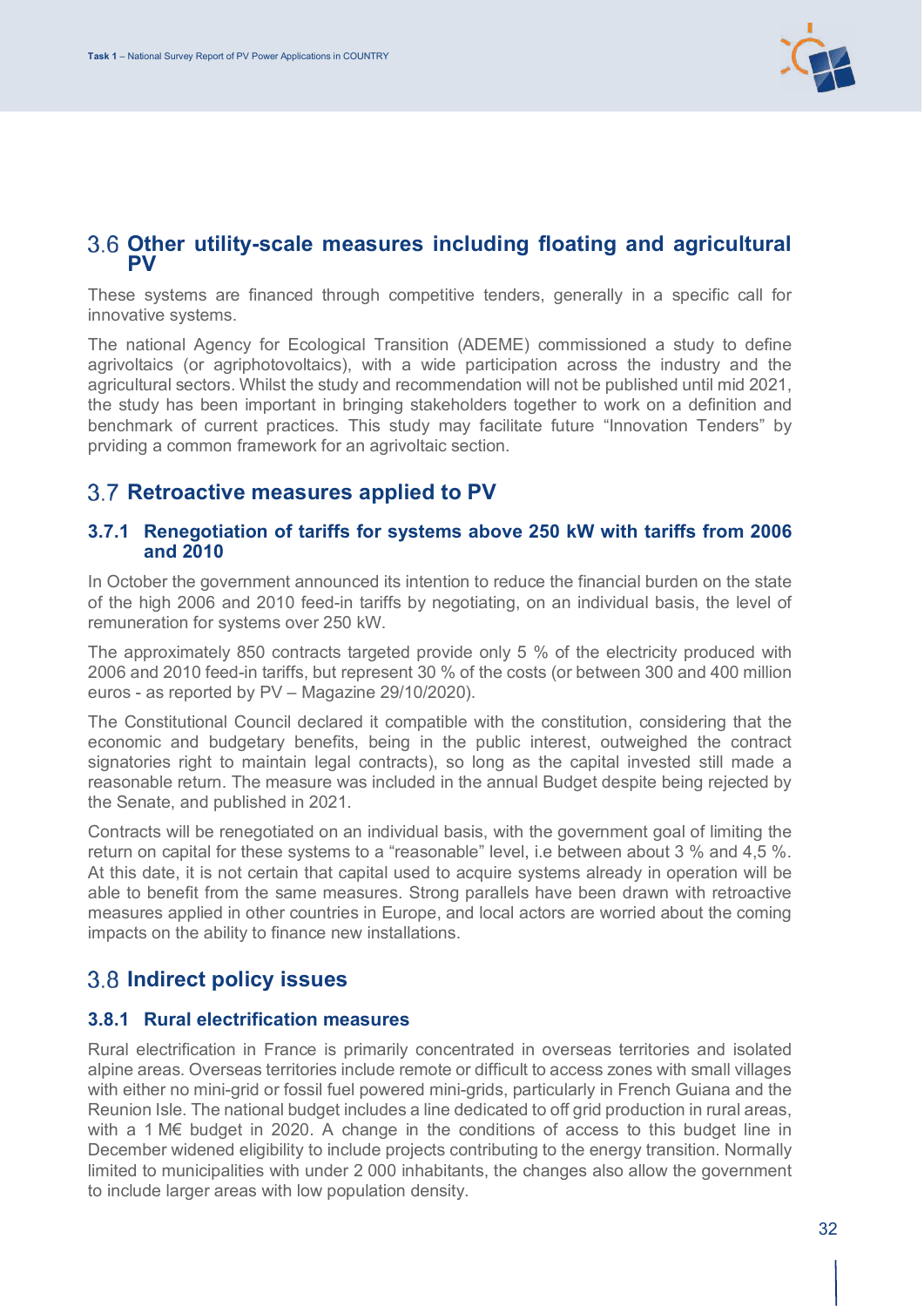## 3.6 Other utility-scale measures including floating and agricultural PV

These systems are financed through competitive tenders, generally in a specific call for innovative systems.

The national Agency for Ecological Transition (ADEME) commissioned a study to define agrivoltaics (or agriphotovoltaics), with a wide participation across the industry and the agricultural sectors. Whilst the study and recommendation will not be published until mid 2021, the study has been important in bringing stakeholders together to work on a definition and benchmark of current practices. This study may facilitate future “Innovation Tenders” by prviding a common framework for an agrivoltaic section.

## 3.7 Retroactive measures applied to PV

### 3.7.1 Renegotiation of tariffs for systems above 250 kW with tariffs from 2006 and 2010

In October the government announced its intention to reduce the financial burden on the state of the high 2006 and 2010 feed-in tariffs by negotiating, on an individual basis, the level of remuneration for systems over 250 kW.

The approximately 850 contracts targeted provide only 5 % of the electricity produced with 2006 and 2010 feed-in tariffs, but represent 30 % of the costs (or between 300 and 400 million euros - as reported by PV – Magazine 29/10/2020).

The Constitutional Council declared it compatible with the constitution, considering that the economic and budgetary benefits, being in the public interest, outweighed the contract signatories right to maintain legal contracts), so long as the capital invested still made a reasonable return. The measure was included in the annual Budget despite being rejected by the Senate, and published in 2021.

Contracts will be renegotiated on an individual basis, with the government goal of limiting the return on capital for these systems to a “reasonable” level, i.e between about 3 % and 4,5 %. At this date, it is not certain that capital used to acquire systems already in operation will be able to benefit from the same measures. Strong parallels have been drawn with retroactive measures applied in other countries in Europe, and local actors are worried about the coming impacts on the ability to finance new installations.

## 3.8 Indirect policy issues

### 3.8.1 Rural electrification measures

Rural electrification in France is primarily concentrated in overseas territories and isolated alpine areas. Overseas territories include remote or difficult to access zones with small villages with either no mini-grid or fossil fuel powered mini-grids, particularly in French Guiana and the Reunion Isle. The national budget includes a line dedicated to off grid production in rural areas, with a 1 M€ budget in 2020. A change in the conditions of access to this budget line in December widened eligibility to include projects contributing to the energy transition. Normally limited to municipalities with under 2 000 inhabitants, the changes also allow the government to include larger areas with low population density.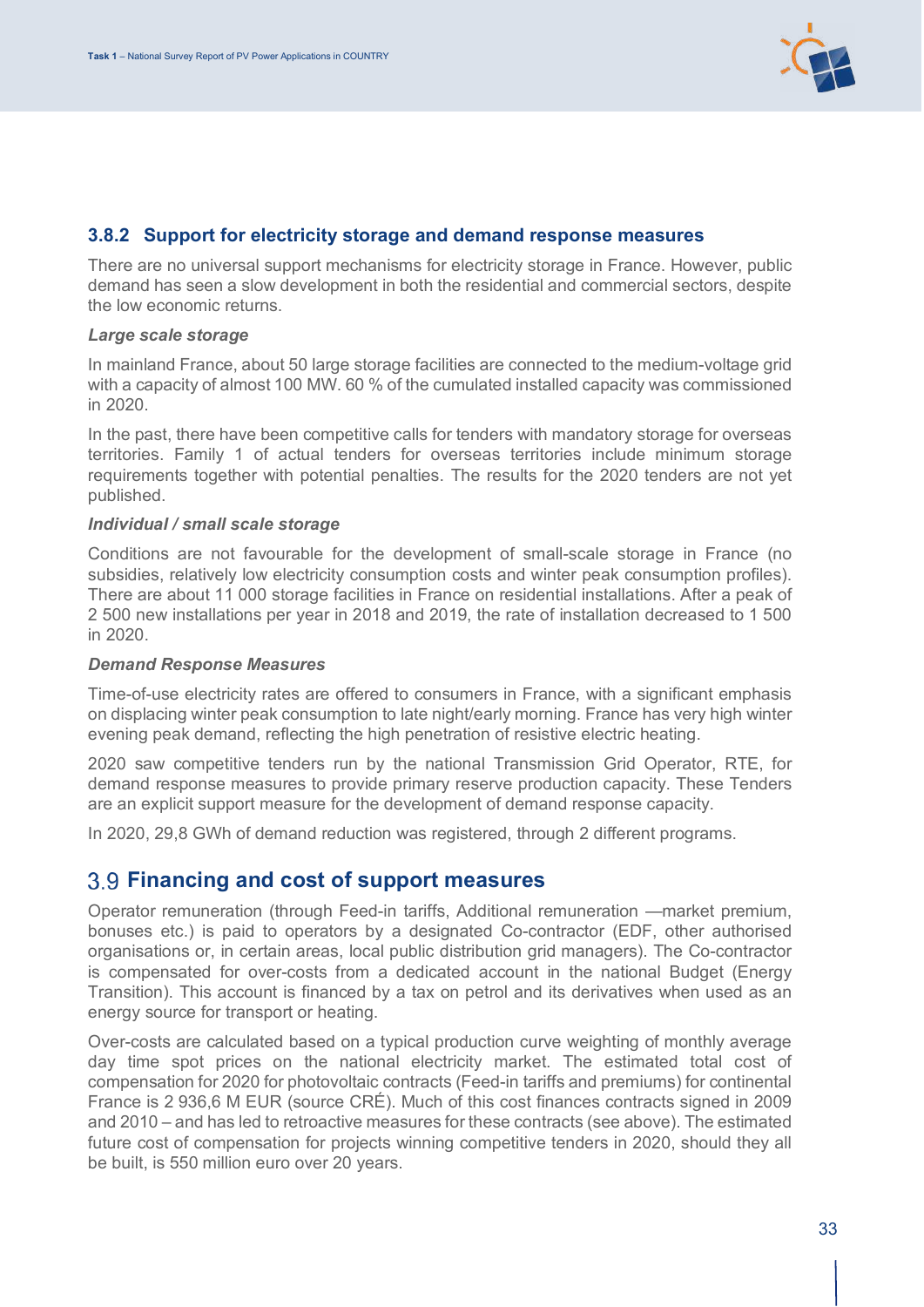### 3.8.2 Support for electricity storage and demand response measures

There are no universal support mechanisms for electricity storage in France. However, public demand has seen a slow development in both the residential and commercial sectors, despite the low economic returns.

***Large scale storage***

In mainland France, about 50 large storage facilities are connected to the medium-voltage grid with a capacity of almost 100 MW. 60 % of the cumulated installed capacity was commissioned in 2020.

In the past, there have been competitive calls for tenders with mandatory storage for overseas territories. Family 1 of actual tenders for overseas territories include minimum storage requirements together with potential penalties. The results for the 2020 tenders are not yet published.

***Individual / small scale storage***

Conditions are not favourable for the development of small-scale storage in France (no subsidies, relatively low electricity consumption costs and winter peak consumption profiles). There are about 11 000 storage facilities in France on residential installations. After a peak of 2 500 new installations per year in 2018 and 2019, the rate of installation decreased to 1 500 in 2020.

***Demand Response Measures***

Time-of-use electricity rates are offered to consumers in France, with a significant emphasis on displacing winter peak consumption to late night/early morning. France has very high winter evening peak demand, reflecting the high penetration of resistive electric heating.

2020 saw competitive tenders run by the national Transmission Grid Operator, RTE, for demand response measures to provide primary reserve production capacity. These Tenders are an explicit support measure for the development of demand response capacity.

In 2020, 29,8 GWh of demand reduction was registered, through 2 different programs.

## 3.9 Financing and cost of support measures

Operator remuneration (through Feed-in tariffs, Additional remuneration —market premium, bonuses etc.) is paid to operators by a designated Co-contractor (EDF, other authorised organisations or, in certain areas, local public distribution grid managers). The Co-contractor is compensated for over-costs from a dedicated account in the national Budget (Energy Transition). This account is financed by a tax on petrol and its derivatives when used as an energy source for transport or heating.

Over-costs are calculated based on a typical production curve weighting of monthly average day time spot prices on the national electricity market. The estimated total cost of compensation for 2020 for photovoltaic contracts (Feed-in tariffs and premiums) for continental France is 2 936,6 M EUR (source CRÉ). Much of this cost finances contracts signed in 2009 and 2010 – and has led to retroactive measures for these contracts (see above). The estimated future cost of compensation for projects winning competitive tenders in 2020, should they all be built, is 550 million euro over 20 years.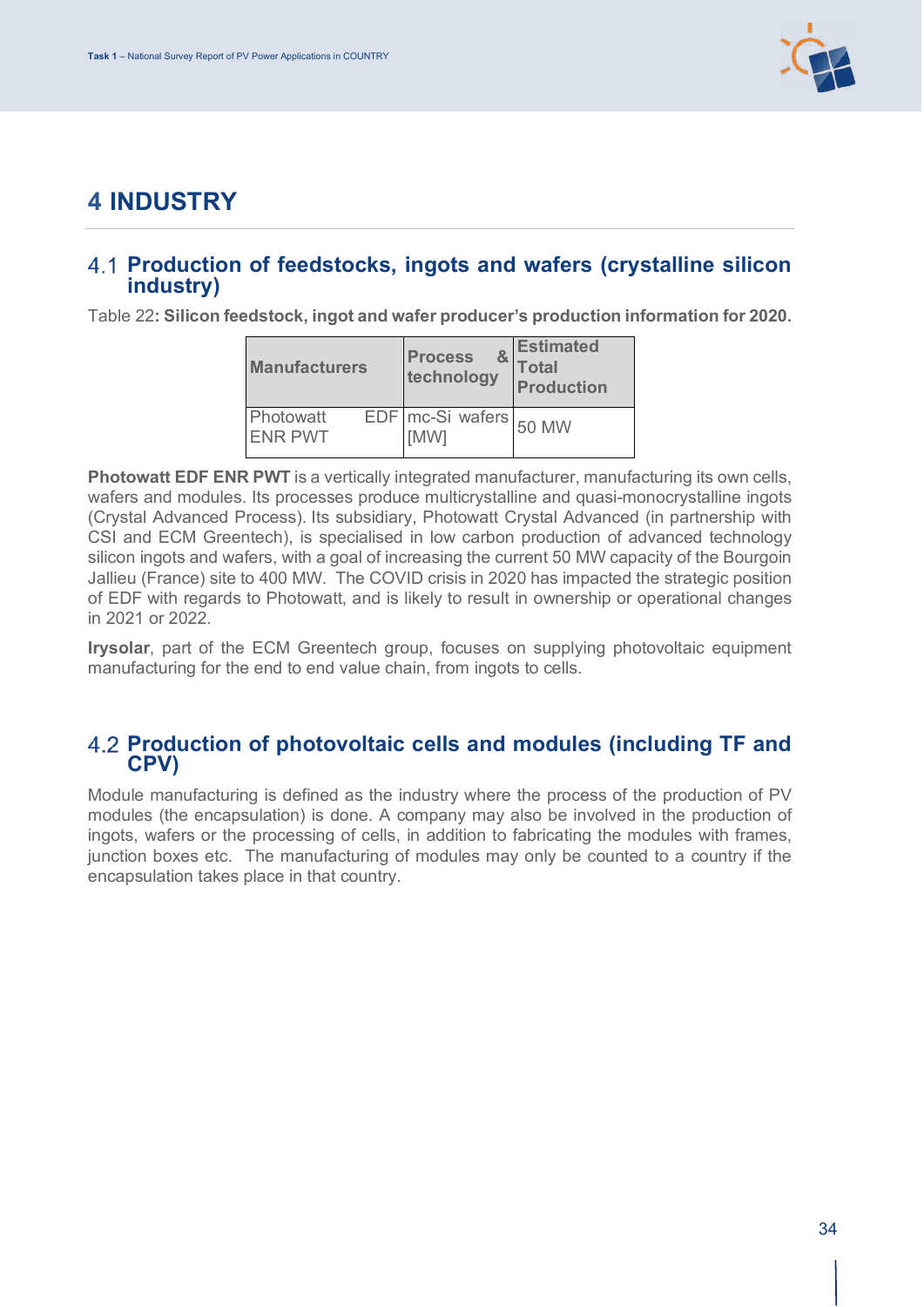# 4 INDUSTRY

## 4.1 Production of feedstocks, ingots and wafers (crystalline silicon industry)

Table 22**: Silicon feedstock, ingot and wafer producer's production information for 2020.**

| Manufacturers | Process & technology | Estimated Total Production |
|---|---|---|
| Photowatt EDF ENR PWT | mc-Si wafers [MW] | 50 MW |

**Photowatt EDF ENR PWT** is a vertically integrated manufacturer, manufacturing its own cells, wafers and modules. Its processes produce multicrystalline and quasi-monocrystalline ingots (Crystal Advanced Process). Its subsidiary, Photowatt Crystal Advanced (in partnership with CSI and ECM Greentech), is specialised in low carbon production of advanced technology silicon ingots and wafers, with a goal of increasing the current 50 MW capacity of the Bourgoin Jallieu (France) site to 400 MW. The COVID crisis in 2020 has impacted the strategic position of EDF with regards to Photowatt, and is likely to result in ownership or operational changes in 2021 or 2022.

**Irysolar**, part of the ECM Greentech group, focuses on supplying photovoltaic equipment manufacturing for the end to end value chain, from ingots to cells.

## 4.2 Production of photovoltaic cells and modules (including TF and CPV)

Module manufacturing is defined as the industry where the process of the production of PV modules (the encapsulation) is done. A company may also be involved in the production of ingots, wafers or the processing of cells, in addition to fabricating the modules with frames, junction boxes etc. The manufacturing of modules may only be counted to a country if the encapsulation takes place in that country.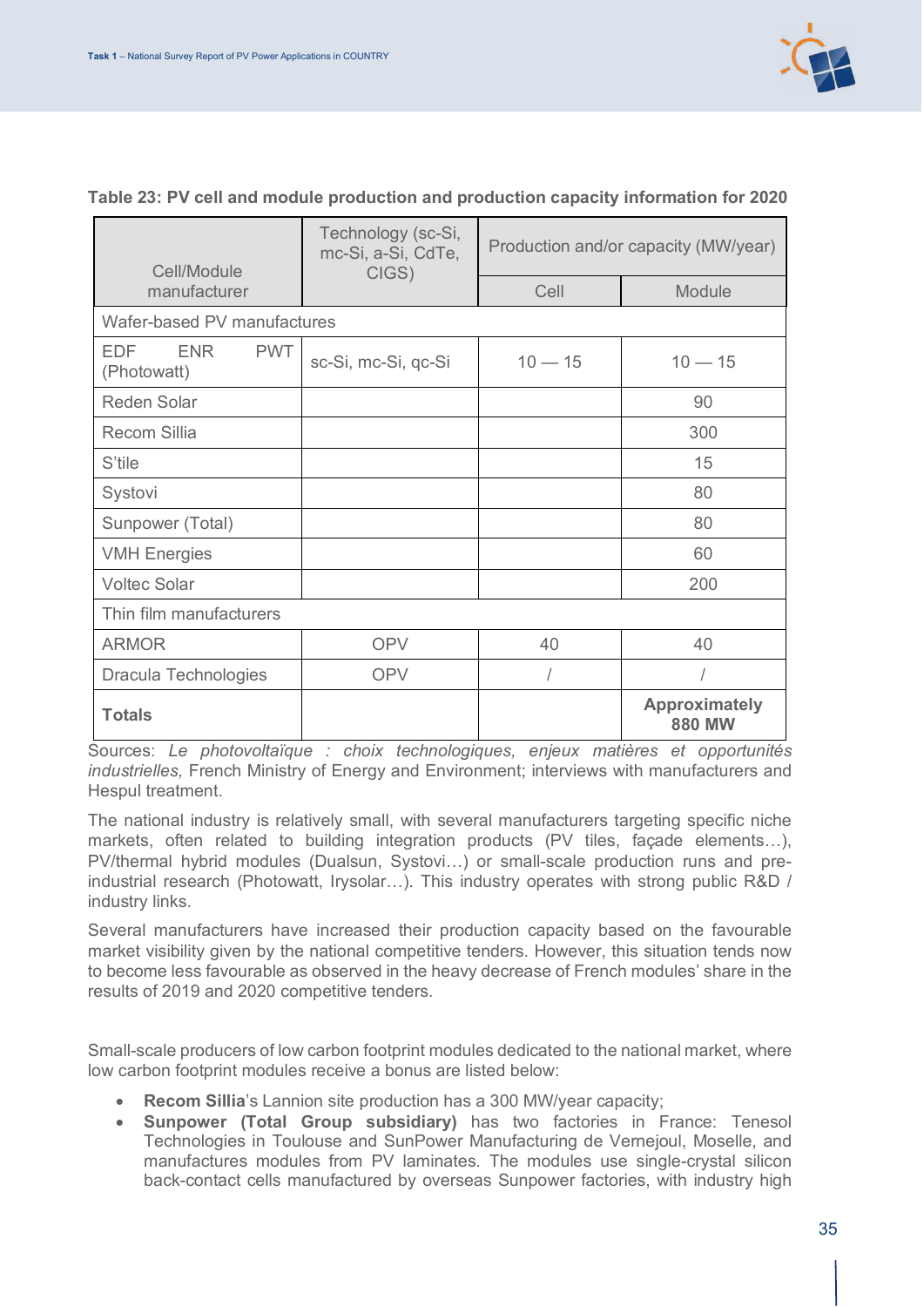**Table 23: PV cell and module production and production capacity information for 2020**

| Cell/Module manufacturer | Technology (sc-Si, mc-Si, a-Si, CdTe, CIGS) | Production and/or capacity (MW/year) | |
|---|---|---|---|
| | | Cell | Module |
| Wafer-based PV manufactures | | | |
| EDF ENR PWT (Photowatt) | sc-Si, mc-Si, qc-Si | 10 — 15 | 10 — 15 |
| Reden Solar | | | 90 |
| Recom Sillia | | | 300 |
| S'tile | | | 15 |
| Systovi | | | 80 |
| Sunpower (Total) | | | 80 |
| VMH Energies | | | 60 |
| Voltec Solar | | | 200 |
| Thin film manufacturers | | | |
| ARMOR | OPV | 40 | 40 |
| Dracula Technologies | OPV | / | / |
| **Totals** | | | **Approximately 880 MW** |

Sources: *Le photovoltaïque : choix technologiques, enjeux matières et opportunités industrielles,* French Ministry of Energy and Environment; interviews with manufacturers and Hespul treatment.

The national industry is relatively small, with several manufacturers targeting specific niche markets, often related to building integration products (PV tiles, façade elements…), PV/thermal hybrid modules (Dualsun, Systovi…) or small-scale production runs and pre-industrial research (Photowatt, Irysolar…). This industry operates with strong public R&D / industry links.

Several manufacturers have increased their production capacity based on the favourable market visibility given by the national competitive tenders. However, this situation tends now to become less favourable as observed in the heavy decrease of French modules' share in the results of 2019 and 2020 competitive tenders.

Small-scale producers of low carbon footprint modules dedicated to the national market, where low carbon footprint modules receive a bonus are listed below:

- **Recom Sillia**'s Lannion site production has a 300 MW/year capacity;
- **Sunpower (Total Group subsidiary)** has two factories in France: Tenesol Technologies in Toulouse and SunPower Manufacturing de Vernejoul, Moselle, and manufactures modules from PV laminates. The modules use single-crystal silicon back-contact cells manufactured by overseas Sunpower factories, with industry high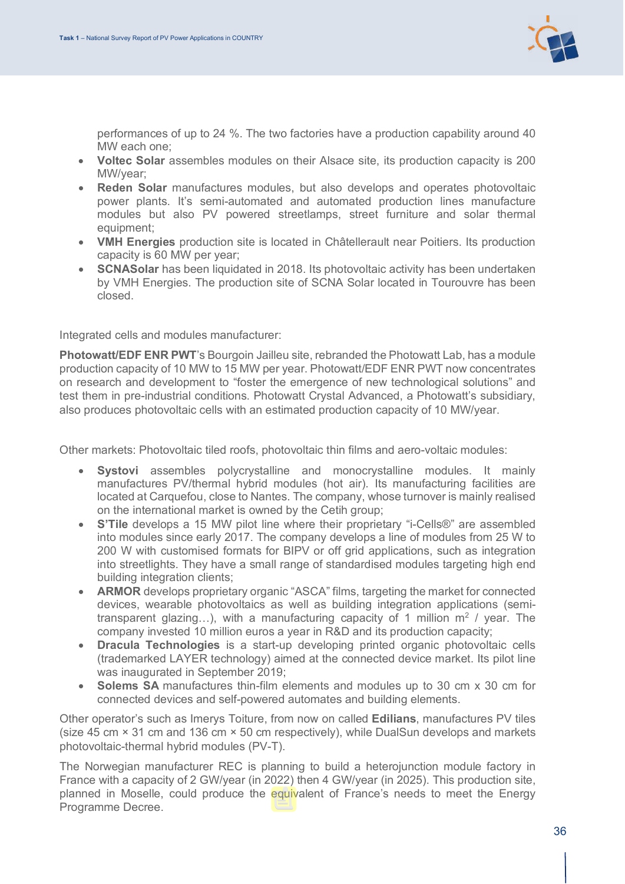performances of up to 24 %. The two factories have a production capability around 40 MW each one;

- **Voltec Solar** assembles modules on their Alsace site, its production capacity is 200 MW/year;
- **Reden Solar** manufactures modules, but also develops and operates photovoltaic power plants. It's semi-automated and automated production lines manufacture modules but also PV powered streetlamps, street furniture and solar thermal equipment;
- **VMH Energies** production site is located in Châtellerault near Poitiers. Its production capacity is 60 MW per year;
- **SCNASolar** has been liquidated in 2018. Its photovoltaic activity has been undertaken by VMH Energies. The production site of SCNA Solar located in Tourouvre has been closed.

Integrated cells and modules manufacturer:

**Photowatt/EDF ENR PWT**'s Bourgoin Jailleu site, rebranded the Photowatt Lab, has a module production capacity of 10 MW to 15 MW per year. Photowatt/EDF ENR PWT now concentrates on research and development to "foster the emergence of new technological solutions" and test them in pre-industrial conditions. Photowatt Crystal Advanced, a Photowatt's subsidiary, also produces photovoltaic cells with an estimated production capacity of 10 MW/year.

Other markets: Photovoltaic tiled roofs, photovoltaic thin films and aero-voltaic modules:

- **Systovi** assembles polycrystalline and monocrystalline modules. It mainly manufactures PV/thermal hybrid modules (hot air). Its manufacturing facilities are located at Carquefou, close to Nantes. The company, whose turnover is mainly realised on the international market is owned by the Cetih group;
- **S'Tile** develops a 15 MW pilot line where their proprietary "i-Cells®" are assembled into modules since early 2017. The company develops a line of modules from 25 W to 200 W with customised formats for BIPV or off grid applications, such as integration into streetlights. They have a small range of standardised modules targeting high end building integration clients;
- **ARMOR** develops proprietary organic "ASCA" films, targeting the market for connected devices, wearable photovoltaics as well as building integration applications (semi-transparent glazing…), with a manufacturing capacity of 1 million $m^2$ / year. The company invested 10 million euros a year in R&D and its production capacity;
- **Dracula Technologies** is a start-up developing printed organic photovoltaic cells (trademarked LAYER technology) aimed at the connected device market. Its pilot line was inaugurated in September 2019;
- **Solems SA** manufactures thin-film elements and modules up to 30 cm x 30 cm for connected devices and self-powered automates and building elements.

Other operator's such as Imerys Toiture, from now on called **Edilians**, manufactures PV tiles (size 45 cm × 31 cm and 136 cm × 50 cm respectively), while DualSun develops and markets photovoltaic-thermal hybrid modules (PV-T).

The Norwegian manufacturer REC is planning to build a heterojunction module factory in France with a capacity of 2 GW/year (in 2022) then 4 GW/year (in 2025). This production site, planned in Moselle, could produce the equivalent of France's needs to meet the Energy Programme Decree.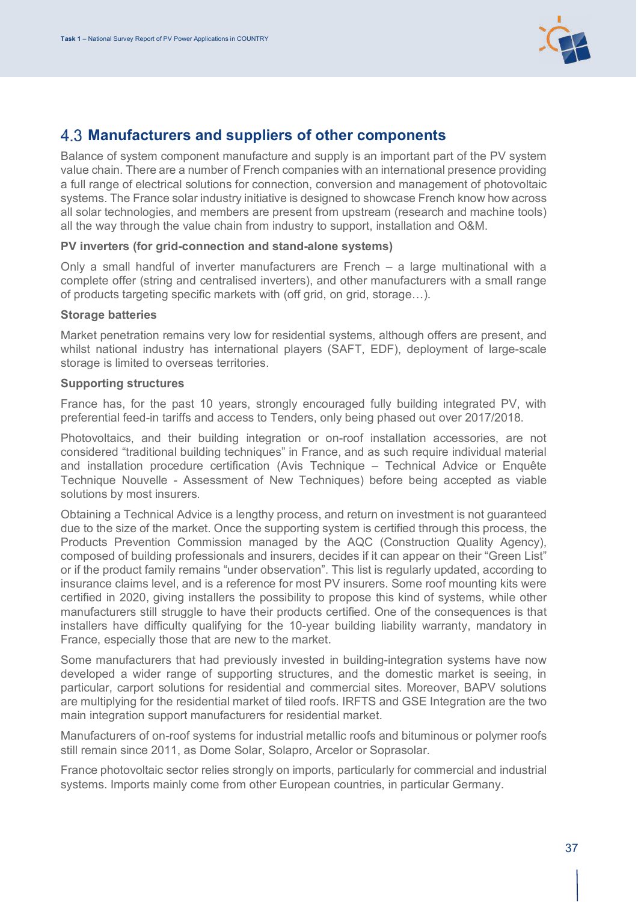## 4.3 Manufacturers and suppliers of other components

Balance of system component manufacture and supply is an important part of the PV system value chain. There are a number of French companies with an international presence providing a full range of electrical solutions for connection, conversion and management of photovoltaic systems. The France solar industry initiative is designed to showcase French know how across all solar technologies, and members are present from upstream (research and machine tools) all the way through the value chain from industry to support, installation and O&M.

**PV inverters (for grid-connection and stand-alone systems)**

Only a small handful of inverter manufacturers are French – a large multinational with a complete offer (string and centralised inverters), and other manufacturers with a small range of products targeting specific markets with (off grid, on grid, storage…).

**Storage batteries**

Market penetration remains very low for residential systems, although offers are present, and whilst national industry has international players (SAFT, EDF), deployment of large-scale storage is limited to overseas territories.

**Supporting structures**

France has, for the past 10 years, strongly encouraged fully building integrated PV, with preferential feed-in tariffs and access to Tenders, only being phased out over 2017/2018.

Photovoltaics, and their building integration or on-roof installation accessories, are not considered "traditional building techniques" in France, and as such require individual material and installation procedure certification (Avis Technique – Technical Advice or Enquête Technique Nouvelle - Assessment of New Techniques) before being accepted as viable solutions by most insurers.

Obtaining a Technical Advice is a lengthy process, and return on investment is not guaranteed due to the size of the market. Once the supporting system is certified through this process, the Products Prevention Commission managed by the AQC (Construction Quality Agency), composed of building professionals and insurers, decides if it can appear on their "Green List" or if the product family remains "under observation". This list is regularly updated, according to insurance claims level, and is a reference for most PV insurers. Some roof mounting kits were certified in 2020, giving installers the possibility to propose this kind of systems, while other manufacturers still struggle to have their products certified. One of the consequences is that installers have difficulty qualifying for the 10-year building liability warranty, mandatory in France, especially those that are new to the market.

Some manufacturers that had previously invested in building-integration systems have now developed a wider range of supporting structures, and the domestic market is seeing, in particular, carport solutions for residential and commercial sites. Moreover, BAPV solutions are multiplying for the residential market of tiled roofs. IRFTS and GSE Integration are the two main integration support manufacturers for residential market.

Manufacturers of on-roof systems for industrial metallic roofs and bituminous or polymer roofs still remain since 2011, as Dome Solar, Solapro, Arcelor or Soprasolar.

France photovoltaic sector relies strongly on imports, particularly for commercial and industrial systems. Imports mainly come from other European countries, in particular Germany.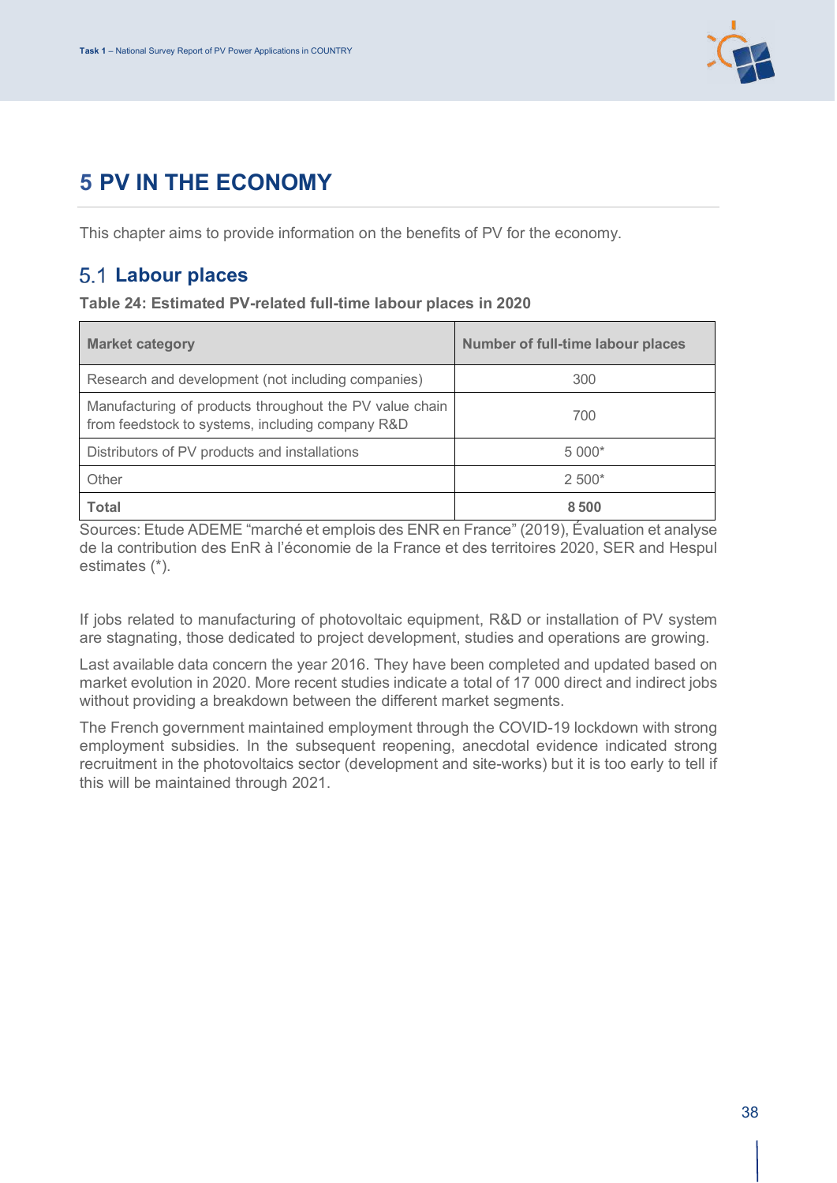# 5 PV IN THE ECONOMY

This chapter aims to provide information on the benefits of PV for the economy.

## 5.1 Labour places

**Table 24: Estimated PV-related full-time labour places in 2020**

| Market category | Number of full-time labour places |
|---|---|
| Research and development (not including companies) | 300 |
| Manufacturing of products throughout the PV value chain from feedstock to systems, including company R&D | 700 |
| Distributors of PV products and installations | 5 000* |
| Other | 2 500* |
| **Total** | **8 500** |

Sources: Etude ADEME “marché et emplois des ENR en France” (2019), Évaluation et analyse de la contribution des EnR à l’économie de la France et des territoires 2020, SER and Hespul estimates (*).

If jobs related to manufacturing of photovoltaic equipment, R&D or installation of PV system are stagnating, those dedicated to project development, studies and operations are growing.

Last available data concern the year 2016. They have been completed and updated based on market evolution in 2020. More recent studies indicate a total of 17 000 direct and indirect jobs without providing a breakdown between the different market segments.

The French government maintained employment through the COVID-19 lockdown with strong employment subsidies. In the subsequent reopening, anecdotal evidence indicated strong recruitment in the photovoltaics sector (development and site-works) but it is too early to tell if this will be maintained through 2021.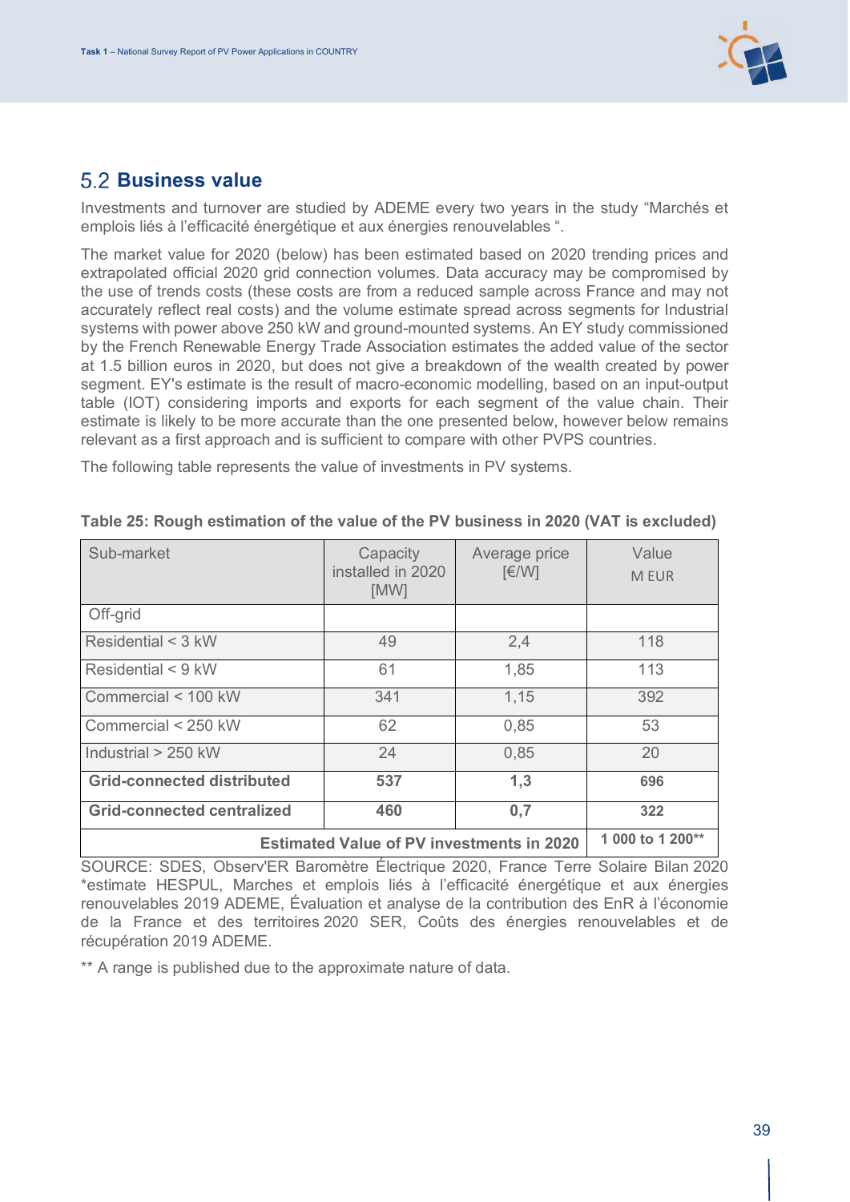## 5.2 Business value

Investments and turnover are studied by ADEME every two years in the study "Marchés et emplois liés à l'efficacité énergétique et aux énergies renouvelables ".

The market value for 2020 (below) has been estimated based on 2020 trending prices and extrapolated official 2020 grid connection volumes. Data accuracy may be compromised by the use of trends costs (these costs are from a reduced sample across France and may not accurately reflect real costs) and the volume estimate spread across segments for Industrial systems with power above 250 kW and ground-mounted systems. An EY study commissioned by the French Renewable Energy Trade Association estimates the added value of the sector at 1.5 billion euros in 2020, but does not give a breakdown of the wealth created by power segment. EY's estimate is the result of macro-economic modelling, based on an input-output table (IOT) considering imports and exports for each segment of the value chain. Their estimate is likely to be more accurate than the one presented below, however below remains relevant as a first approach and is sufficient to compare with other PVPS countries.

The following table represents the value of investments in PV systems.

**Table 25: Rough estimation of the value of the PV business in 2020 (VAT is excluded)**

| Sub-market | Capacity installed in 2020 [MW] | Average price [€/W] | Value M EUR |
|---|---|---|---|
| Off-grid | | | |
| Residential < 3 kW | 49 | 2,4 | 118 |
| Residential < 9 kW | 61 | 1,85 | 113 |
| Commercial < 100 kW | 341 | 1,15 | 392 |
| Commercial < 250 kW | 62 | 0,85 | 53 |
| Industrial > 250 kW | 24 | 0,85 | 20 |
| **Grid-connected distributed** | **537** | **1,3** | **696** |
| **Grid-connected centralized** | **460** | **0,7** | **322** |
| **Estimated Value of PV investments in 2020** | | | **1 000 to 1 200**** |

SOURCE: SDES, Observ'ER Baromètre Électrique 2020, France Terre Solaire Bilan 2020 *estimate HESPUL, Marches et emplois liés à l'efficacité énergétique et aux énergies renouvelables 2019 ADEME, Évaluation et analyse de la contribution des EnR à l'économie de la France et des territoires 2020 SER, Coûts des énergies renouvelables et de récupération 2019 ADEME.

** A range is published due to the approximate nature of data.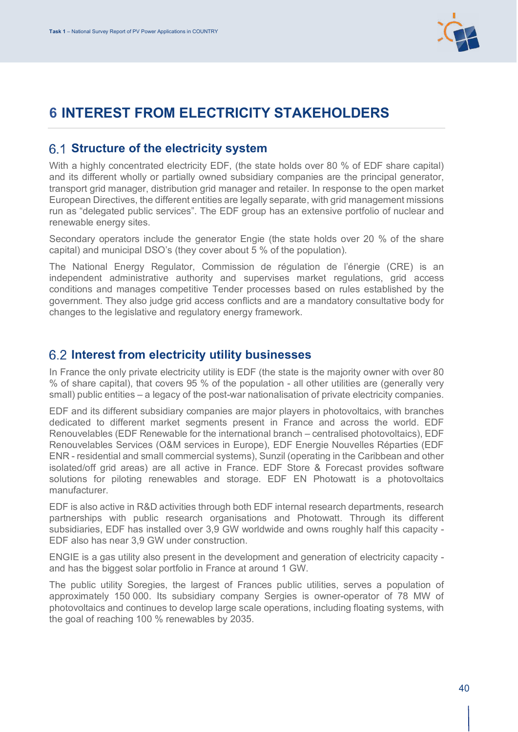# 6 INTEREST FROM ELECTRICITY STAKEHOLDERS

## 6.1 Structure of the electricity system

With a highly concentrated electricity EDF, (the state holds over 80 % of EDF share capital) and its different wholly or partially owned subsidiary companies are the principal generator, transport grid manager, distribution grid manager and retailer. In response to the open market European Directives, the different entities are legally separate, with grid management missions run as “delegated public services”. The EDF group has an extensive portfolio of nuclear and renewable energy sites.

Secondary operators include the generator Engie (the state holds over 20 % of the share capital) and municipal DSO’s (they cover about 5 % of the population).

The National Energy Regulator, Commission de régulation de l’énergie (CRE) is an independent administrative authority and supervises market regulations, grid access conditions and manages competitive Tender processes based on rules established by the government. They also judge grid access conflicts and are a mandatory consultative body for changes to the legislative and regulatory energy framework.

## 6.2 Interest from electricity utility businesses

In France the only private electricity utility is EDF (the state is the majority owner with over 80 % of share capital), that covers 95 % of the population - all other utilities are (generally very small) public entities – a legacy of the post-war nationalisation of private electricity companies.

EDF and its different subsidiary companies are major players in photovoltaics, with branches dedicated to different market segments present in France and across the world. EDF Renouvelables (EDF Renewable for the international branch – centralised photovoltaics), EDF Renouvelables Services (O&M services in Europe), EDF Energie Nouvelles Réparties (EDF ENR - residential and small commercial systems), Sunzil (operating in the Caribbean and other isolated/off grid areas) are all active in France. EDF Store & Forecast provides software solutions for piloting renewables and storage. EDF EN Photowatt is a photovoltaics manufacturer.

EDF is also active in R&D activities through both EDF internal research departments, research partnerships with public research organisations and Photowatt. Through its different subsidiaries, EDF has installed over 3,9 GW worldwide and owns roughly half this capacity - EDF also has near 3,9 GW under construction.

ENGIE is a gas utility also present in the development and generation of electricity capacity - and has the biggest solar portfolio in France at around 1 GW.

The public utility Soregies, the largest of Frances public utilities, serves a population of approximately 150 000. Its subsidiary company Sergies is owner-operator of 78 MW of photovoltaics and continues to develop large scale operations, including floating systems, with the goal of reaching 100 % renewables by 2035.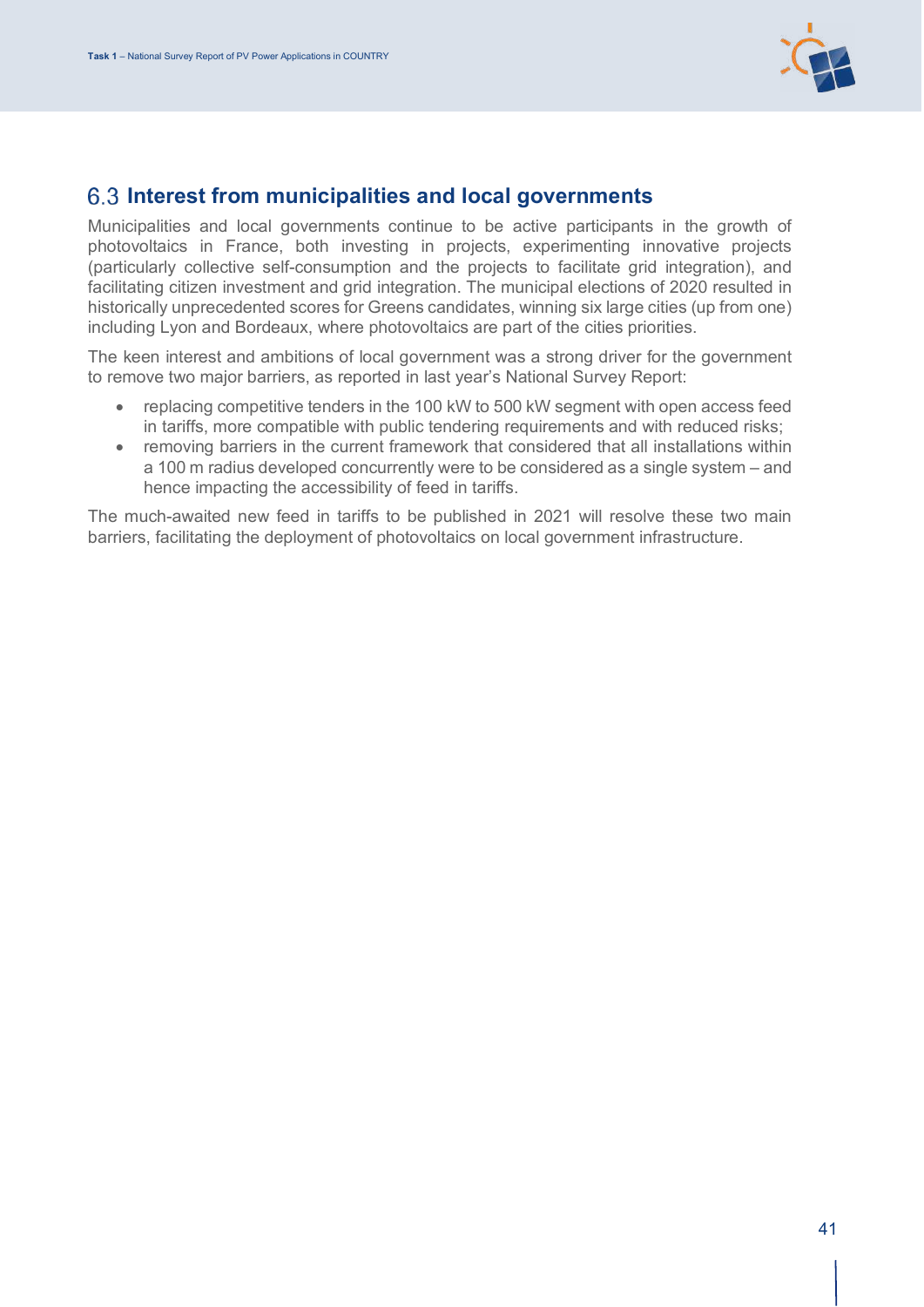## 6.3 Interest from municipalities and local governments

Municipalities and local governments continue to be active participants in the growth of photovoltaics in France, both investing in projects, experimenting innovative projects (particularly collective self-consumption and the projects to facilitate grid integration), and facilitating citizen investment and grid integration. The municipal elections of 2020 resulted in historically unprecedented scores for Greens candidates, winning six large cities (up from one) including Lyon and Bordeaux, where photovoltaics are part of the cities priorities.

The keen interest and ambitions of local government was a strong driver for the government to remove two major barriers, as reported in last year's National Survey Report:

- replacing competitive tenders in the 100 kW to 500 kW segment with open access feed in tariffs, more compatible with public tendering requirements and with reduced risks;
- removing barriers in the current framework that considered that all installations within a 100 m radius developed concurrently were to be considered as a single system – and hence impacting the accessibility of feed in tariffs.

The much-awaited new feed in tariffs to be published in 2021 will resolve these two main barriers, facilitating the deployment of photovoltaics on local government infrastructure.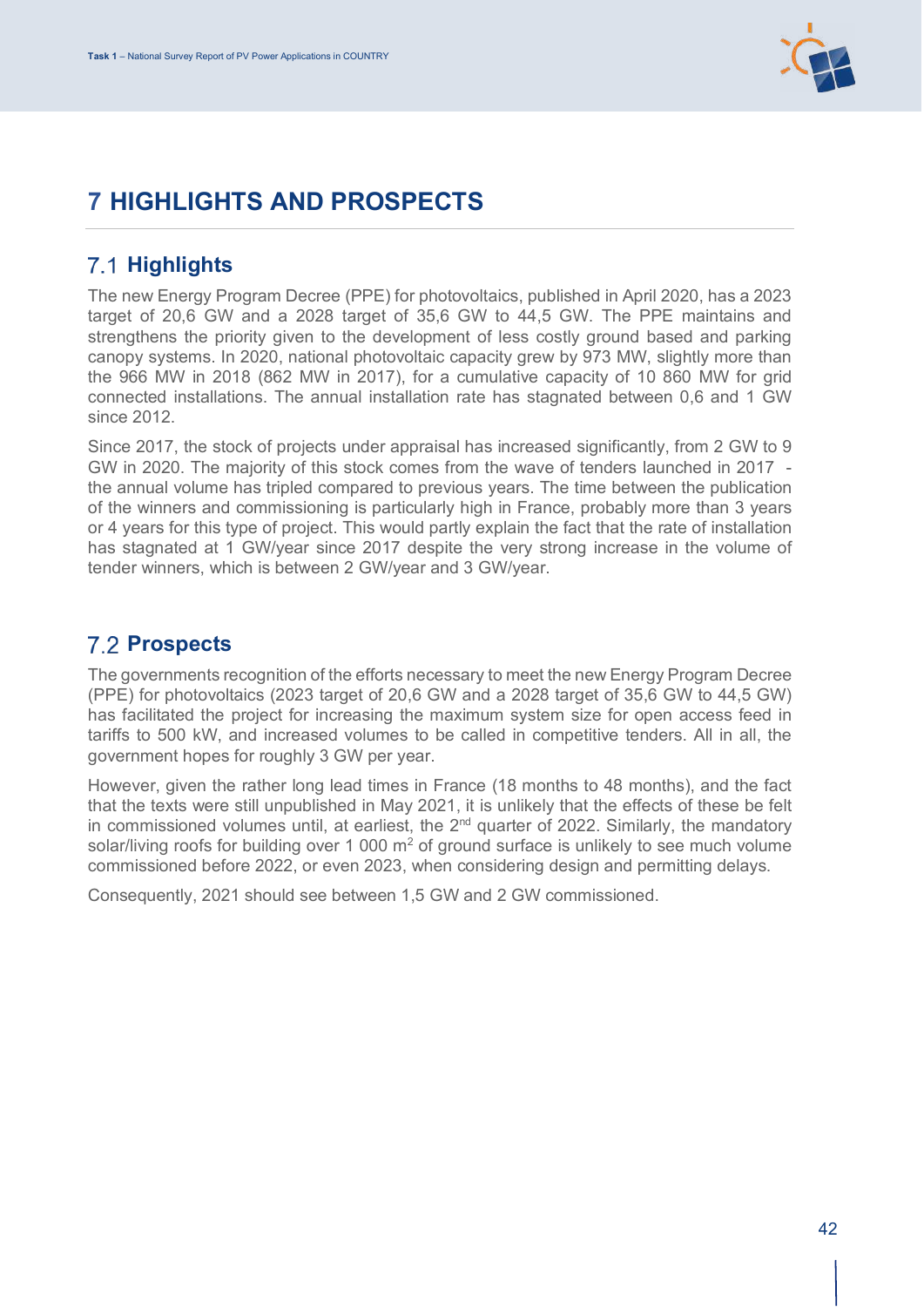# 7 HIGHLIGHTS AND PROSPECTS

## 7.1 Highlights

The new Energy Program Decree (PPE) for photovoltaics, published in April 2020, has a 2023 target of 20,6 GW and a 2028 target of 35,6 GW to 44,5 GW. The PPE maintains and strengthens the priority given to the development of less costly ground based and parking canopy systems. In 2020, national photovoltaic capacity grew by 973 MW, slightly more than the 966 MW in 2018 (862 MW in 2017), for a cumulative capacity of 10 860 MW for grid connected installations. The annual installation rate has stagnated between 0,6 and 1 GW since 2012.

Since 2017, the stock of projects under appraisal has increased significantly, from 2 GW to 9 GW in 2020. The majority of this stock comes from the wave of tenders launched in 2017 - the annual volume has tripled compared to previous years. The time between the publication of the winners and commissioning is particularly high in France, probably more than 3 years or 4 years for this type of project. This would partly explain the fact that the rate of installation has stagnated at 1 GW/year since 2017 despite the very strong increase in the volume of tender winners, which is between 2 GW/year and 3 GW/year.

## 7.2 Prospects

The governments recognition of the efforts necessary to meet the new Energy Program Decree (PPE) for photovoltaics (2023 target of 20,6 GW and a 2028 target of 35,6 GW to 44,5 GW) has facilitated the project for increasing the maximum system size for open access feed in tariffs to 500 kW, and increased volumes to be called in competitive tenders. All in all, the government hopes for roughly 3 GW per year.

However, given the rather long lead times in France (18 months to 48 months), and the fact that the texts were still unpublished in May 2021, it is unlikely that the effects of these be felt in commissioned volumes until, at earliest, the 2nd quarter of 2022. Similarly, the mandatory solar/living roofs for building over 1 000 m² of ground surface is unlikely to see much volume commissioned before 2022, or even 2023, when considering design and permitting delays.

Consequently, 2021 should see between 1,5 GW and 2 GW commissioned.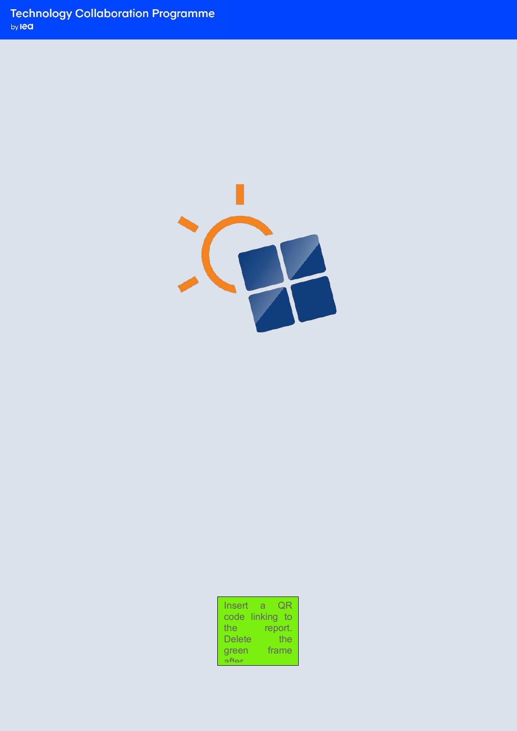Technology Collaboration Programme
by iea

Insert a QR code linking to the report. Delete the green frame after